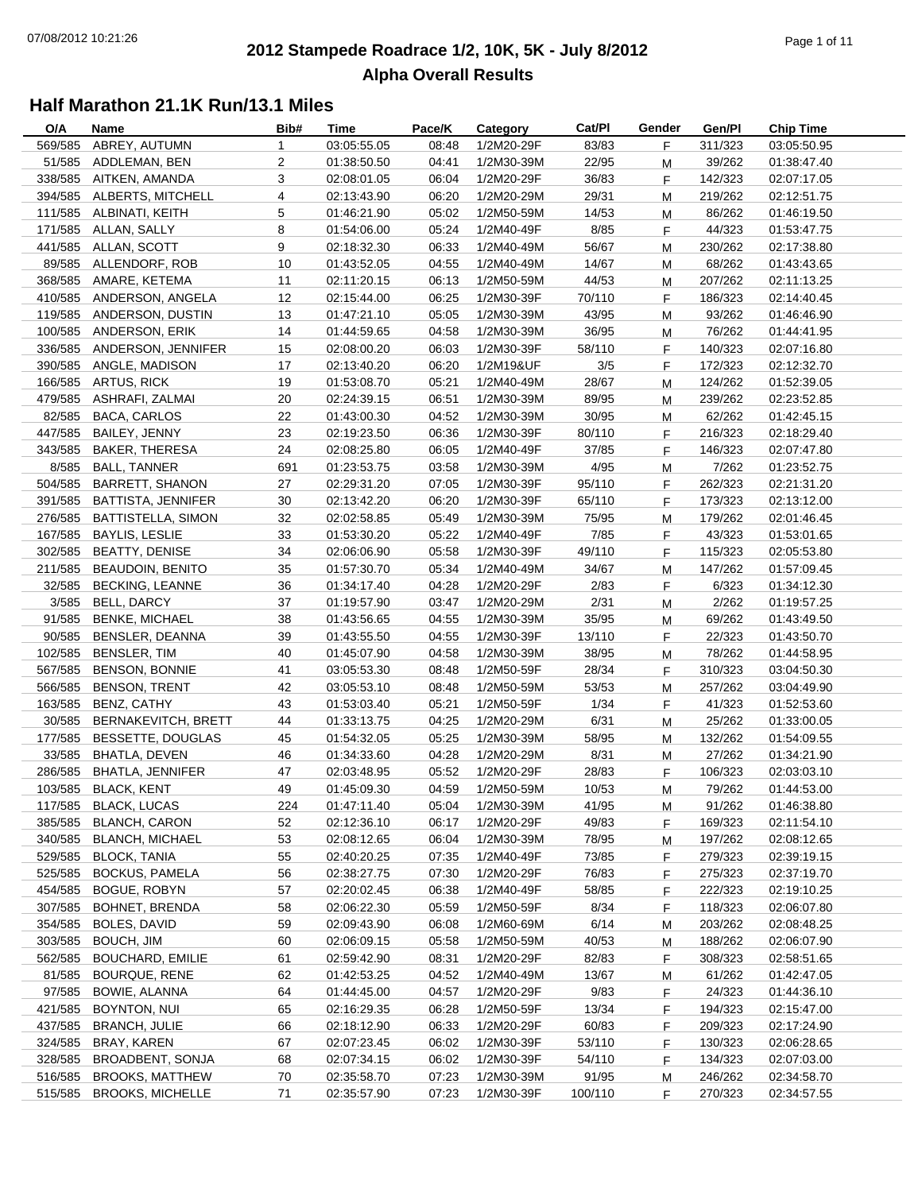# 2012 Stampede Roadrace 1/2, 10K, 5K - July 8/2012

## Alpha Overall Results

### Half Marathon 21.1K Run/13.1 Miles

| O/A | Name | Bib# | Time | Pace/K | Category | Cat/Pl | Gender | Gen/Pl | Chip Time |
|---|---|---|---|---|---|---|---|---|---|
| 569/585 | ABREY, AUTUMN | 1 | 03:05:55.05 | 08:48 | 1/2M20-29F | 83/83 | F | 311/323 | 03:05:50.95 |
| 51/585 | ADDLEMAN, BEN | 2 | 01:38:50.50 | 04:41 | 1/2M30-39M | 22/95 | M | 39/262 | 01:38:47.40 |
| 338/585 | AITKEN, AMANDA | 3 | 02:08:01.05 | 06:04 | 1/2M20-29F | 36/83 | F | 142/323 | 02:07:17.05 |
| 394/585 | ALBERTS, MITCHELL | 4 | 02:13:43.90 | 06:20 | 1/2M20-29M | 29/31 | M | 219/262 | 02:12:51.75 |
| 111/585 | ALBINATI, KEITH | 5 | 01:46:21.90 | 05:02 | 1/2M50-59M | 14/53 | M | 86/262 | 01:46:19.50 |
| 171/585 | ALLAN, SALLY | 8 | 01:54:06.00 | 05:24 | 1/2M40-49F | 8/85 | F | 44/323 | 01:53:47.75 |
| 441/585 | ALLAN, SCOTT | 9 | 02:18:32.30 | 06:33 | 1/2M40-49M | 56/67 | M | 230/262 | 02:17:38.80 |
| 89/585 | ALLENDORF, ROB | 10 | 01:43:52.05 | 04:55 | 1/2M40-49M | 14/67 | M | 68/262 | 01:43:43.65 |
| 368/585 | AMARE, KETEMA | 11 | 02:11:20.15 | 06:13 | 1/2M50-59M | 44/53 | M | 207/262 | 02:11:13.25 |
| 410/585 | ANDERSON, ANGELA | 12 | 02:15:44.00 | 06:25 | 1/2M30-39F | 70/110 | F | 186/323 | 02:14:40.45 |
| 119/585 | ANDERSON, DUSTIN | 13 | 01:47:21.10 | 05:05 | 1/2M30-39M | 43/95 | M | 93/262 | 01:46:46.90 |
| 100/585 | ANDERSON, ERIK | 14 | 01:44:59.65 | 04:58 | 1/2M30-39M | 36/95 | M | 76/262 | 01:44:41.95 |
| 336/585 | ANDERSON, JENNIFER | 15 | 02:08:00.20 | 06:03 | 1/2M30-39F | 58/110 | F | 140/323 | 02:07:16.80 |
| 390/585 | ANGLE, MADISON | 17 | 02:13:40.20 | 06:20 | 1/2M19&UF | 3/5 | F | 172/323 | 02:12:32.70 |
| 166/585 | ARTUS, RICK | 19 | 01:53:08.70 | 05:21 | 1/2M40-49M | 28/67 | M | 124/262 | 01:52:39.05 |
| 479/585 | ASHRAFI, ZALMAI | 20 | 02:24:39.15 | 06:51 | 1/2M30-39M | 89/95 | M | 239/262 | 02:23:52.85 |
| 82/585 | BACA, CARLOS | 22 | 01:43:00.30 | 04:52 | 1/2M30-39M | 30/95 | M | 62/262 | 01:42:45.15 |
| 447/585 | BAILEY, JENNY | 23 | 02:19:23.50 | 06:36 | 1/2M30-39F | 80/110 | F | 216/323 | 02:18:29.40 |
| 343/585 | BAKER, THERESA | 24 | 02:08:25.80 | 06:05 | 1/2M40-49F | 37/85 | F | 146/323 | 02:07:47.80 |
| 8/585 | BALL, TANNER | 691 | 01:23:53.75 | 03:58 | 1/2M30-39M | 4/95 | M | 7/262 | 01:23:52.75 |
| 504/585 | BARRETT, SHANON | 27 | 02:29:31.20 | 07:05 | 1/2M30-39F | 95/110 | F | 262/323 | 02:21:31.20 |
| 391/585 | BATTISTA, JENNIFER | 30 | 02:13:42.20 | 06:20 | 1/2M30-39F | 65/110 | F | 173/323 | 02:13:12.00 |
| 276/585 | BATTISTELLA, SIMON | 32 | 02:02:58.85 | 05:49 | 1/2M30-39M | 75/95 | M | 179/262 | 02:01:46.45 |
| 167/585 | BAYLIS, LESLIE | 33 | 01:53:30.20 | 05:22 | 1/2M40-49F | 7/85 | F | 43/323 | 01:53:01.65 |
| 302/585 | BEATTY, DENISE | 34 | 02:06:06.90 | 05:58 | 1/2M30-39F | 49/110 | F | 115/323 | 02:05:53.80 |
| 211/585 | BEAUDOIN, BENITO | 35 | 01:57:30.70 | 05:34 | 1/2M40-49M | 34/67 | M | 147/262 | 01:57:09.45 |
| 32/585 | BECKING, LEANNE | 36 | 01:34:17.40 | 04:28 | 1/2M20-29F | 2/83 | F | 6/323 | 01:34:12.30 |
| 3/585 | BELL, DARCY | 37 | 01:19:57.90 | 03:47 | 1/2M20-29M | 2/31 | M | 2/262 | 01:19:57.25 |
| 91/585 | BENKE, MICHAEL | 38 | 01:43:56.65 | 04:55 | 1/2M30-39M | 35/95 | M | 69/262 | 01:43:49.50 |
| 90/585 | BENSLER, DEANNA | 39 | 01:43:55.50 | 04:55 | 1/2M30-39F | 13/110 | F | 22/323 | 01:43:50.70 |
| 102/585 | BENSLER, TIM | 40 | 01:45:07.90 | 04:58 | 1/2M30-39M | 38/95 | M | 78/262 | 01:44:58.95 |
| 567/585 | BENSON, BONNIE | 41 | 03:05:53.30 | 08:48 | 1/2M50-59F | 28/34 | F | 310/323 | 03:04:50.30 |
| 566/585 | BENSON, TRENT | 42 | 03:05:53.10 | 08:48 | 1/2M50-59M | 53/53 | M | 257/262 | 03:04:49.90 |
| 163/585 | BENZ, CATHY | 43 | 01:53:03.40 | 05:21 | 1/2M50-59F | 1/34 | F | 41/323 | 01:52:53.60 |
| 30/585 | BERNAKEVITCH, BRETT | 44 | 01:33:13.75 | 04:25 | 1/2M20-29M | 6/31 | M | 25/262 | 01:33:00.05 |
| 177/585 | BESSETTE, DOUGLAS | 45 | 01:54:32.05 | 05:25 | 1/2M30-39M | 58/95 | M | 132/262 | 01:54:09.55 |
| 33/585 | BHATLA, DEVEN | 46 | 01:34:33.60 | 04:28 | 1/2M20-29M | 8/31 | M | 27/262 | 01:34:21.90 |
| 286/585 | BHATLA, JENNIFER | 47 | 02:03:48.95 | 05:52 | 1/2M20-29F | 28/83 | F | 106/323 | 02:03:03.10 |
| 103/585 | BLACK, KENT | 49 | 01:45:09.30 | 04:59 | 1/2M50-59M | 10/53 | M | 79/262 | 01:44:53.00 |
| 117/585 | BLACK, LUCAS | 224 | 01:47:11.40 | 05:04 | 1/2M30-39M | 41/95 | M | 91/262 | 01:46:38.80 |
| 385/585 | BLANCH, CARON | 52 | 02:12:36.10 | 06:17 | 1/2M20-29F | 49/83 | F | 169/323 | 02:11:54.10 |
| 340/585 | BLANCH, MICHAEL | 53 | 02:08:12.65 | 06:04 | 1/2M30-39M | 78/95 | M | 197/262 | 02:08:12.65 |
| 529/585 | BLOCK, TANIA | 55 | 02:40:20.25 | 07:35 | 1/2M40-49F | 73/85 | F | 279/323 | 02:39:19.15 |
| 525/585 | BOCKUS, PAMELA | 56 | 02:38:27.75 | 07:30 | 1/2M20-29F | 76/83 | F | 275/323 | 02:37:19.70 |
| 454/585 | BOGUE, ROBYN | 57 | 02:20:02.45 | 06:38 | 1/2M40-49F | 58/85 | F | 222/323 | 02:19:10.25 |
| 307/585 | BOHNET, BRENDA | 58 | 02:06:22.30 | 05:59 | 1/2M50-59F | 8/34 | F | 118/323 | 02:06:07.80 |
| 354/585 | BOLES, DAVID | 59 | 02:09:43.90 | 06:08 | 1/2M60-69M | 6/14 | M | 203/262 | 02:08:48.25 |
| 303/585 | BOUCH, JIM | 60 | 02:06:09.15 | 05:58 | 1/2M50-59M | 40/53 | M | 188/262 | 02:06:07.90 |
| 562/585 | BOUCHARD, EMILIE | 61 | 02:59:42.90 | 08:31 | 1/2M20-29F | 82/83 | F | 308/323 | 02:58:51.65 |
| 81/585 | BOURQUE, RENE | 62 | 01:42:53.25 | 04:52 | 1/2M40-49M | 13/67 | M | 61/262 | 01:42:47.05 |
| 97/585 | BOWIE, ALANNA | 64 | 01:44:45.00 | 04:57 | 1/2M20-29F | 9/83 | F | 24/323 | 01:44:36.10 |
| 421/585 | BOYNTON, NUI | 65 | 02:16:29.35 | 06:28 | 1/2M50-59F | 13/34 | F | 194/323 | 02:15:47.00 |
| 437/585 | BRANCH, JULIE | 66 | 02:18:12.90 | 06:33 | 1/2M20-29F | 60/83 | F | 209/323 | 02:17:24.90 |
| 324/585 | BRAY, KAREN | 67 | 02:07:23.45 | 06:02 | 1/2M30-39F | 53/110 | F | 130/323 | 02:06:28.65 |
| 328/585 | BROADBENT, SONJA | 68 | 02:07:34.15 | 06:02 | 1/2M30-39F | 54/110 | F | 134/323 | 02:07:03.00 |
| 516/585 | BROOKS, MATTHEW | 70 | 02:35:58.70 | 07:23 | 1/2M30-39M | 91/95 | M | 246/262 | 02:34:58.70 |
| 515/585 | BROOKS, MICHELLE | 71 | 02:35:57.90 | 07:23 | 1/2M30-39F | 100/110 | F | 270/323 | 02:34:57.55 |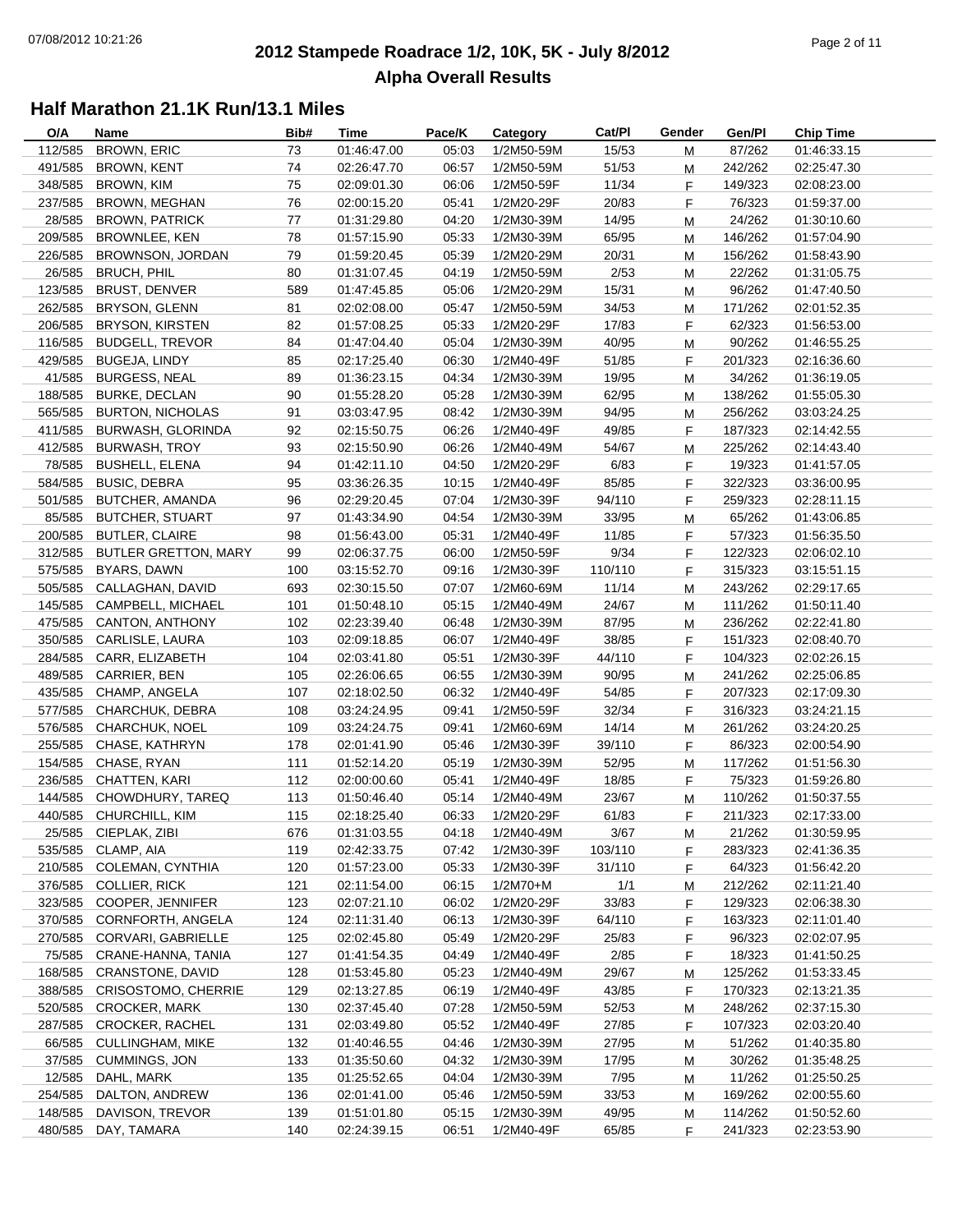# 2012 Stampede Roadrace 1/2, 10K, 5K - July 8/2012

## Alpha Overall Results

### Half Marathon 21.1K Run/13.1 Miles

| O/A | Name | Bib# | Time | Pace/K | Category | Cat/Pl | Gender | Gen/Pl | Chip Time |
|---|---|---|---|---|---|---|---|---|---|
| 112/585 | BROWN, ERIC | 73 | 01:46:47.00 | 05:03 | 1/2M50-59M | 15/53 | M | 87/262 | 01:46:33.15 |
| 491/585 | BROWN, KENT | 74 | 02:26:47.70 | 06:57 | 1/2M50-59M | 51/53 | M | 242/262 | 02:25:47.30 |
| 348/585 | BROWN, KIM | 75 | 02:09:01.30 | 06:06 | 1/2M50-59F | 11/34 | F | 149/323 | 02:08:23.00 |
| 237/585 | BROWN, MEGHAN | 76 | 02:00:15.20 | 05:41 | 1/2M20-29F | 20/83 | F | 76/323 | 01:59:37.00 |
| 28/585 | BROWN, PATRICK | 77 | 01:31:29.80 | 04:20 | 1/2M30-39M | 14/95 | M | 24/262 | 01:30:10.60 |
| 209/585 | BROWNLEE, KEN | 78 | 01:57:15.90 | 05:33 | 1/2M30-39M | 65/95 | M | 146/262 | 01:57:04.90 |
| 226/585 | BROWNSON, JORDAN | 79 | 01:59:20.45 | 05:39 | 1/2M20-29M | 20/31 | M | 156/262 | 01:58:43.90 |
| 26/585 | BRUCH, PHIL | 80 | 01:31:07.45 | 04:19 | 1/2M50-59M | 2/53 | M | 22/262 | 01:31:05.75 |
| 123/585 | BRUST, DENVER | 589 | 01:47:45.85 | 05:06 | 1/2M20-29M | 15/31 | M | 96/262 | 01:47:40.50 |
| 262/585 | BRYSON, GLENN | 81 | 02:02:08.00 | 05:47 | 1/2M50-59M | 34/53 | M | 171/262 | 02:01:52.35 |
| 206/585 | BRYSON, KIRSTEN | 82 | 01:57:08.25 | 05:33 | 1/2M20-29F | 17/83 | F | 62/323 | 01:56:53.00 |
| 116/585 | BUDGELL, TREVOR | 84 | 01:47:04.40 | 05:04 | 1/2M30-39M | 40/95 | M | 90/262 | 01:46:55.25 |
| 429/585 | BUGEJA, LINDY | 85 | 02:17:25.40 | 06:30 | 1/2M40-49F | 51/85 | F | 201/323 | 02:16:36.60 |
| 41/585 | BURGESS, NEAL | 89 | 01:36:23.15 | 04:34 | 1/2M30-39M | 19/95 | M | 34/262 | 01:36:19.05 |
| 188/585 | BURKE, DECLAN | 90 | 01:55:28.20 | 05:28 | 1/2M30-39M | 62/95 | M | 138/262 | 01:55:05.30 |
| 565/585 | BURTON, NICHOLAS | 91 | 03:03:47.95 | 08:42 | 1/2M30-39M | 94/95 | M | 256/262 | 03:03:24.25 |
| 411/585 | BURWASH, GLORINDA | 92 | 02:15:50.75 | 06:26 | 1/2M40-49F | 49/85 | F | 187/323 | 02:14:42.55 |
| 412/585 | BURWASH, TROY | 93 | 02:15:50.90 | 06:26 | 1/2M40-49M | 54/67 | M | 225/262 | 02:14:43.40 |
| 78/585 | BUSHELL, ELENA | 94 | 01:42:11.10 | 04:50 | 1/2M20-29F | 6/83 | F | 19/323 | 01:41:57.05 |
| 584/585 | BUSIC, DEBRA | 95 | 03:36:26.35 | 10:15 | 1/2M40-49F | 85/85 | F | 322/323 | 03:36:00.95 |
| 501/585 | BUTCHER, AMANDA | 96 | 02:29:20.45 | 07:04 | 1/2M30-39F | 94/110 | F | 259/323 | 02:28:11.15 |
| 85/585 | BUTCHER, STUART | 97 | 01:43:34.90 | 04:54 | 1/2M30-39M | 33/95 | M | 65/262 | 01:43:06.85 |
| 200/585 | BUTLER, CLAIRE | 98 | 01:56:43.00 | 05:31 | 1/2M40-49F | 11/85 | F | 57/323 | 01:56:35.50 |
| 312/585 | BUTLER GRETTON, MARY | 99 | 02:06:37.75 | 06:00 | 1/2M50-59F | 9/34 | F | 122/323 | 02:06:02.10 |
| 575/585 | BYARS, DAWN | 100 | 03:15:52.70 | 09:16 | 1/2M30-39F | 110/110 | F | 315/323 | 03:15:51.15 |
| 505/585 | CALLAGHAN, DAVID | 693 | 02:30:15.50 | 07:07 | 1/2M60-69M | 11/14 | M | 243/262 | 02:29:17.65 |
| 145/585 | CAMPBELL, MICHAEL | 101 | 01:50:48.10 | 05:15 | 1/2M40-49M | 24/67 | M | 111/262 | 01:50:11.40 |
| 475/585 | CANTON, ANTHONY | 102 | 02:23:39.40 | 06:48 | 1/2M30-39M | 87/95 | M | 236/262 | 02:22:41.80 |
| 350/585 | CARLISLE, LAURA | 103 | 02:09:18.85 | 06:07 | 1/2M40-49F | 38/85 | F | 151/323 | 02:08:40.70 |
| 284/585 | CARR, ELIZABETH | 104 | 02:03:41.80 | 05:51 | 1/2M30-39F | 44/110 | F | 104/323 | 02:02:26.15 |
| 489/585 | CARRIER, BEN | 105 | 02:26:06.65 | 06:55 | 1/2M30-39M | 90/95 | M | 241/262 | 02:25:06.85 |
| 435/585 | CHAMP, ANGELA | 107 | 02:18:02.50 | 06:32 | 1/2M40-49F | 54/85 | F | 207/323 | 02:17:09.30 |
| 577/585 | CHARCHUK, DEBRA | 108 | 03:24:24.95 | 09:41 | 1/2M50-59F | 32/34 | F | 316/323 | 03:24:21.15 |
| 576/585 | CHARCHUK, NOEL | 109 | 03:24:24.75 | 09:41 | 1/2M60-69M | 14/14 | M | 261/262 | 03:24:20.25 |
| 255/585 | CHASE, KATHRYN | 178 | 02:01:41.90 | 05:46 | 1/2M30-39F | 39/110 | F | 86/323 | 02:00:54.90 |
| 154/585 | CHASE, RYAN | 111 | 01:52:14.20 | 05:19 | 1/2M30-39M | 52/95 | M | 117/262 | 01:51:56.30 |
| 236/585 | CHATTEN, KARI | 112 | 02:00:00.60 | 05:41 | 1/2M40-49F | 18/85 | F | 75/323 | 01:59:26.80 |
| 144/585 | CHOWDHURY, TAREQ | 113 | 01:50:46.40 | 05:14 | 1/2M40-49M | 23/67 | M | 110/262 | 01:50:37.55 |
| 440/585 | CHURCHILL, KIM | 115 | 02:18:25.40 | 06:33 | 1/2M20-29F | 61/83 | F | 211/323 | 02:17:33.00 |
| 25/585 | CIEPLAK, ZIBI | 676 | 01:31:03.55 | 04:18 | 1/2M40-49M | 3/67 | M | 21/262 | 01:30:59.95 |
| 535/585 | CLAMP, AIA | 119 | 02:42:33.75 | 07:42 | 1/2M30-39F | 103/110 | F | 283/323 | 02:41:36.35 |
| 210/585 | COLEMAN, CYNTHIA | 120 | 01:57:23.00 | 05:33 | 1/2M30-39F | 31/110 | F | 64/323 | 01:56:42.20 |
| 376/585 | COLLIER, RICK | 121 | 02:11:54.00 | 06:15 | 1/2M70+M | 1/1 | M | 212/262 | 02:11:21.40 |
| 323/585 | COOPER, JENNIFER | 123 | 02:07:21.10 | 06:02 | 1/2M20-29F | 33/83 | F | 129/323 | 02:06:38.30 |
| 370/585 | CORNFORTH, ANGELA | 124 | 02:11:31.40 | 06:13 | 1/2M30-39F | 64/110 | F | 163/323 | 02:11:01.40 |
| 270/585 | CORVARI, GABRIELLE | 125 | 02:02:45.80 | 05:49 | 1/2M20-29F | 25/83 | F | 96/323 | 02:02:07.95 |
| 75/585 | CRANE-HANNA, TANIA | 127 | 01:41:54.35 | 04:49 | 1/2M40-49F | 2/85 | F | 18/323 | 01:41:50.25 |
| 168/585 | CRANSTONE, DAVID | 128 | 01:53:45.80 | 05:23 | 1/2M40-49M | 29/67 | M | 125/262 | 01:53:33.45 |
| 388/585 | CRISOSTOMO, CHERRIE | 129 | 02:13:27.85 | 06:19 | 1/2M40-49F | 43/85 | F | 170/323 | 02:13:21.35 |
| 520/585 | CROCKER, MARK | 130 | 02:37:45.40 | 07:28 | 1/2M50-59M | 52/53 | M | 248/262 | 02:37:15.30 |
| 287/585 | CROCKER, RACHEL | 131 | 02:03:49.80 | 05:52 | 1/2M40-49F | 27/85 | F | 107/323 | 02:03:20.40 |
| 66/585 | CULLINGHAM, MIKE | 132 | 01:40:46.55 | 04:46 | 1/2M30-39M | 27/95 | M | 51/262 | 01:40:35.80 |
| 37/585 | CUMMINGS, JON | 133 | 01:35:50.60 | 04:32 | 1/2M30-39M | 17/95 | M | 30/262 | 01:35:48.25 |
| 12/585 | DAHL, MARK | 135 | 01:25:52.65 | 04:04 | 1/2M30-39M | 7/95 | M | 11/262 | 01:25:50.25 |
| 254/585 | DALTON, ANDREW | 136 | 02:01:41.00 | 05:46 | 1/2M50-59M | 33/53 | M | 169/262 | 02:00:55.60 |
| 148/585 | DAVISON, TREVOR | 139 | 01:51:01.80 | 05:15 | 1/2M30-39M | 49/95 | M | 114/262 | 01:50:52.60 |
| 480/585 | DAY, TAMARA | 140 | 02:24:39.15 | 06:51 | 1/2M40-49F | 65/85 | F | 241/323 | 02:23:53.90 |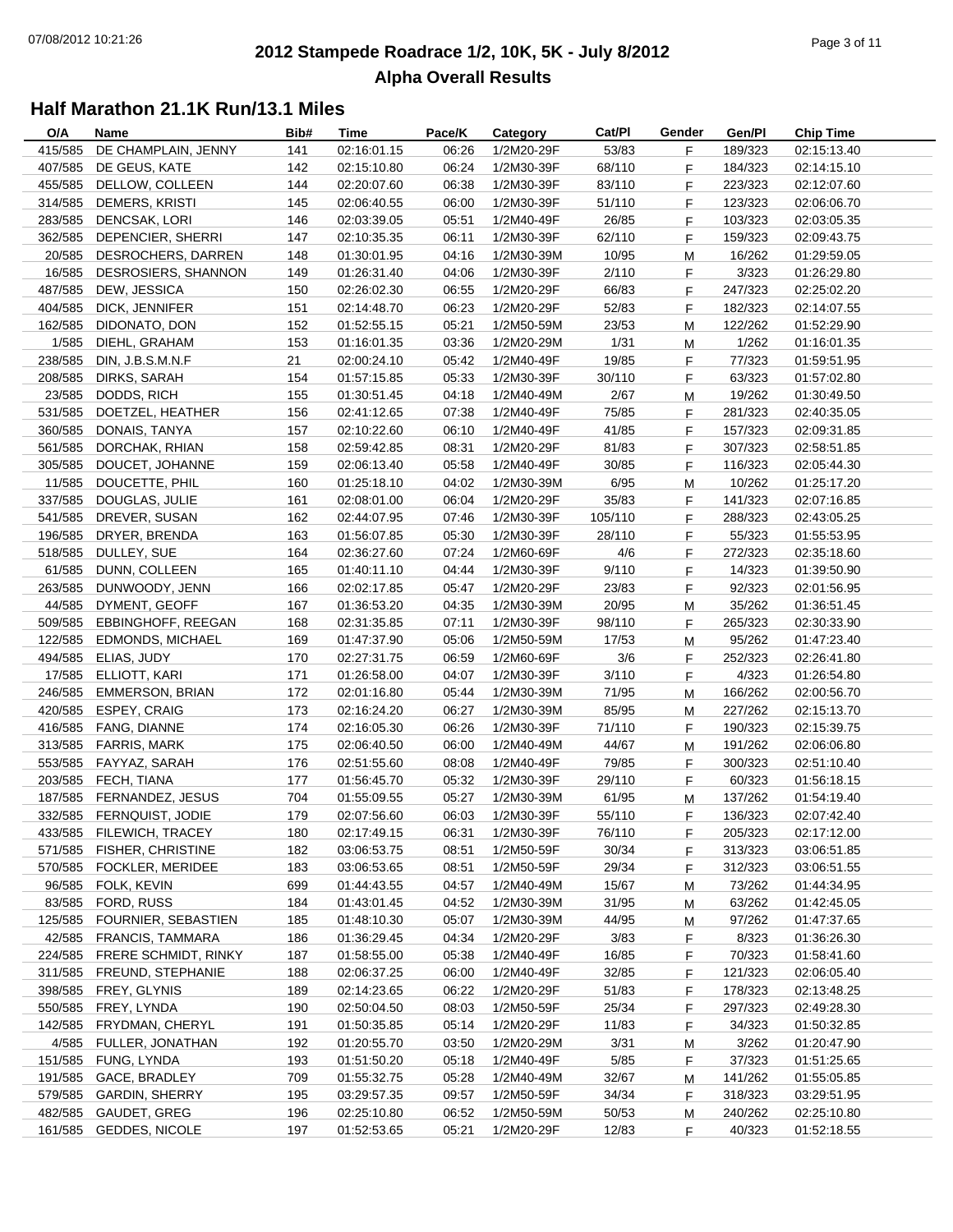# 2012 Stampede Roadrace 1/2, 10K, 5K - July 8/2012

## Alpha Overall Results

### Half Marathon 21.1K Run/13.1 Miles

| O/A | Name | Bib# | Time | Pace/K | Category | Cat/Pl | Gender | Gen/Pl | Chip Time |
|---|---|---|---|---|---|---|---|---|---|
| 415/585 | DE CHAMPLAIN, JENNY | 141 | 02:16:01.15 | 06:26 | 1/2M20-29F | 53/83 | F | 189/323 | 02:15:13.40 |
| 407/585 | DE GEUS, KATE | 142 | 02:15:10.80 | 06:24 | 1/2M30-39F | 68/110 | F | 184/323 | 02:14:15.10 |
| 455/585 | DELLOW, COLLEEN | 144 | 02:20:07.60 | 06:38 | 1/2M30-39F | 83/110 | F | 223/323 | 02:12:07.60 |
| 314/585 | DEMERS, KRISTI | 145 | 02:06:40.55 | 06:00 | 1/2M30-39F | 51/110 | F | 123/323 | 02:06:06.70 |
| 283/585 | DENCSAK, LORI | 146 | 02:03:39.05 | 05:51 | 1/2M40-49F | 26/85 | F | 103/323 | 02:03:05.35 |
| 362/585 | DEPENCIER, SHERRI | 147 | 02:10:35.35 | 06:11 | 1/2M30-39F | 62/110 | F | 159/323 | 02:09:43.75 |
| 20/585 | DESROCHERS, DARREN | 148 | 01:30:01.95 | 04:16 | 1/2M30-39M | 10/95 | M | 16/262 | 01:29:59.05 |
| 16/585 | DESROSIERS, SHANNON | 149 | 01:26:31.40 | 04:06 | 1/2M30-39F | 2/110 | F | 3/323 | 01:26:29.80 |
| 487/585 | DEW, JESSICA | 150 | 02:26:02.30 | 06:55 | 1/2M20-29F | 66/83 | F | 247/323 | 02:25:02.20 |
| 404/585 | DICK, JENNIFER | 151 | 02:14:48.70 | 06:23 | 1/2M20-29F | 52/83 | F | 182/323 | 02:14:07.55 |
| 162/585 | DIDONATO, DON | 152 | 01:52:55.15 | 05:21 | 1/2M50-59M | 23/53 | M | 122/262 | 01:52:29.90 |
| 1/585 | DIEHL, GRAHAM | 153 | 01:16:01.35 | 03:36 | 1/2M20-29M | 1/31 | M | 1/262 | 01:16:01.35 |
| 238/585 | DIN, J.B.S.M.N.F | 21 | 02:00:24.10 | 05:42 | 1/2M40-49F | 19/85 | F | 77/323 | 01:59:51.95 |
| 208/585 | DIRKS, SARAH | 154 | 01:57:15.85 | 05:33 | 1/2M30-39F | 30/110 | F | 63/323 | 01:57:02.80 |
| 23/585 | DODDS, RICH | 155 | 01:30:51.45 | 04:18 | 1/2M40-49M | 2/67 | M | 19/262 | 01:30:49.50 |
| 531/585 | DOETZEL, HEATHER | 156 | 02:41:12.65 | 07:38 | 1/2M40-49F | 75/85 | F | 281/323 | 02:40:35.05 |
| 360/585 | DONAIS, TANYA | 157 | 02:10:22.60 | 06:10 | 1/2M40-49F | 41/85 | F | 157/323 | 02:09:31.85 |
| 561/585 | DORCHAK, RHIAN | 158 | 02:59:42.85 | 08:31 | 1/2M20-29F | 81/83 | F | 307/323 | 02:58:51.85 |
| 305/585 | DOUCET, JOHANNE | 159 | 02:06:13.40 | 05:58 | 1/2M40-49F | 30/85 | F | 116/323 | 02:05:44.30 |
| 11/585 | DOUCETTE, PHIL | 160 | 01:25:18.10 | 04:02 | 1/2M30-39M | 6/95 | M | 10/262 | 01:25:17.20 |
| 337/585 | DOUGLAS, JULIE | 161 | 02:08:01.00 | 06:04 | 1/2M20-29F | 35/83 | F | 141/323 | 02:07:16.85 |
| 541/585 | DREVER, SUSAN | 162 | 02:44:07.95 | 07:46 | 1/2M30-39F | 105/110 | F | 288/323 | 02:43:05.25 |
| 196/585 | DRYER, BRENDA | 163 | 01:56:07.85 | 05:30 | 1/2M30-39F | 28/110 | F | 55/323 | 01:55:53.95 |
| 518/585 | DULLEY, SUE | 164 | 02:36:27.60 | 07:24 | 1/2M60-69F | 4/6 | F | 272/323 | 02:35:18.60 |
| 61/585 | DUNN, COLLEEN | 165 | 01:40:11.10 | 04:44 | 1/2M30-39F | 9/110 | F | 14/323 | 01:39:50.90 |
| 263/585 | DUNWOODY, JENN | 166 | 02:02:17.85 | 05:47 | 1/2M20-29F | 23/83 | F | 92/323 | 02:01:56.95 |
| 44/585 | DYMENT, GEOFF | 167 | 01:36:53.20 | 04:35 | 1/2M30-39M | 20/95 | M | 35/262 | 01:36:51.45 |
| 509/585 | EBBINGHOFF, REEGAN | 168 | 02:31:35.85 | 07:11 | 1/2M30-39F | 98/110 | F | 265/323 | 02:30:33.90 |
| 122/585 | EDMONDS, MICHAEL | 169 | 01:47:37.90 | 05:06 | 1/2M50-59M | 17/53 | M | 95/262 | 01:47:23.40 |
| 494/585 | ELIAS, JUDY | 170 | 02:27:31.75 | 06:59 | 1/2M60-69F | 3/6 | F | 252/323 | 02:26:41.80 |
| 17/585 | ELLIOTT, KARI | 171 | 01:26:58.00 | 04:07 | 1/2M30-39F | 3/110 | F | 4/323 | 01:26:54.80 |
| 246/585 | EMMERSON, BRIAN | 172 | 02:01:16.80 | 05:44 | 1/2M30-39M | 71/95 | M | 166/262 | 02:00:56.70 |
| 420/585 | ESPEY, CRAIG | 173 | 02:16:24.20 | 06:27 | 1/2M30-39M | 85/95 | M | 227/262 | 02:15:13.70 |
| 416/585 | FANG, DIANNE | 174 | 02:16:05.30 | 06:26 | 1/2M30-39F | 71/110 | F | 190/323 | 02:15:39.75 |
| 313/585 | FARRIS, MARK | 175 | 02:06:40.50 | 06:00 | 1/2M40-49M | 44/67 | M | 191/262 | 02:06:06.80 |
| 553/585 | FAYYAZ, SARAH | 176 | 02:51:55.60 | 08:08 | 1/2M40-49F | 79/85 | F | 300/323 | 02:51:10.40 |
| 203/585 | FECH, TIANA | 177 | 01:56:45.70 | 05:32 | 1/2M30-39F | 29/110 | F | 60/323 | 01:56:18.15 |
| 187/585 | FERNANDEZ, JESUS | 704 | 01:55:09.55 | 05:27 | 1/2M30-39M | 61/95 | M | 137/262 | 01:54:19.40 |
| 332/585 | FERNQUIST, JODIE | 179 | 02:07:56.60 | 06:03 | 1/2M30-39F | 55/110 | F | 136/323 | 02:07:42.40 |
| 433/585 | FILEWICH, TRACEY | 180 | 02:17:49.15 | 06:31 | 1/2M30-39F | 76/110 | F | 205/323 | 02:17:12.00 |
| 571/585 | FISHER, CHRISTINE | 182 | 03:06:53.75 | 08:51 | 1/2M50-59F | 30/34 | F | 313/323 | 03:06:51.85 |
| 570/585 | FOCKLER, MERIDEE | 183 | 03:06:53.65 | 08:51 | 1/2M50-59F | 29/34 | F | 312/323 | 03:06:51.55 |
| 96/585 | FOLK, KEVIN | 699 | 01:44:43.55 | 04:57 | 1/2M40-49M | 15/67 | M | 73/262 | 01:44:34.95 |
| 83/585 | FORD, RUSS | 184 | 01:43:01.45 | 04:52 | 1/2M30-39M | 31/95 | M | 63/262 | 01:42:45.05 |
| 125/585 | FOURNIER, SEBASTIEN | 185 | 01:48:10.30 | 05:07 | 1/2M30-39M | 44/95 | M | 97/262 | 01:47:37.65 |
| 42/585 | FRANCIS, TAMMARA | 186 | 01:36:29.45 | 04:34 | 1/2M20-29F | 3/83 | F | 8/323 | 01:36:26.30 |
| 224/585 | FRERE SCHMIDT, RINKY | 187 | 01:58:55.00 | 05:38 | 1/2M40-49F | 16/85 | F | 70/323 | 01:58:41.60 |
| 311/585 | FREUND, STEPHANIE | 188 | 02:06:37.25 | 06:00 | 1/2M40-49F | 32/85 | F | 121/323 | 02:06:05.40 |
| 398/585 | FREY, GLYNIS | 189 | 02:14:23.65 | 06:22 | 1/2M20-29F | 51/83 | F | 178/323 | 02:13:48.25 |
| 550/585 | FREY, LYNDA | 190 | 02:50:04.50 | 08:03 | 1/2M50-59F | 25/34 | F | 297/323 | 02:49:28.30 |
| 142/585 | FRYDMAN, CHERYL | 191 | 01:50:35.85 | 05:14 | 1/2M20-29F | 11/83 | F | 34/323 | 01:50:32.85 |
| 4/585 | FULLER, JONATHAN | 192 | 01:20:55.70 | 03:50 | 1/2M20-29M | 3/31 | M | 3/262 | 01:20:47.90 |
| 151/585 | FUNG, LYNDA | 193 | 01:51:50.20 | 05:18 | 1/2M40-49F | 5/85 | F | 37/323 | 01:51:25.65 |
| 191/585 | GACE, BRADLEY | 709 | 01:55:32.75 | 05:28 | 1/2M40-49M | 32/67 | M | 141/262 | 01:55:05.85 |
| 579/585 | GARDIN, SHERRY | 195 | 03:29:57.35 | 09:57 | 1/2M50-59F | 34/34 | F | 318/323 | 03:29:51.95 |
| 482/585 | GAUDET, GREG | 196 | 02:25:10.80 | 06:52 | 1/2M50-59M | 50/53 | M | 240/262 | 02:25:10.80 |
| 161/585 | GEDDES, NICOLE | 197 | 01:52:53.65 | 05:21 | 1/2M20-29F | 12/83 | F | 40/323 | 01:52:18.55 |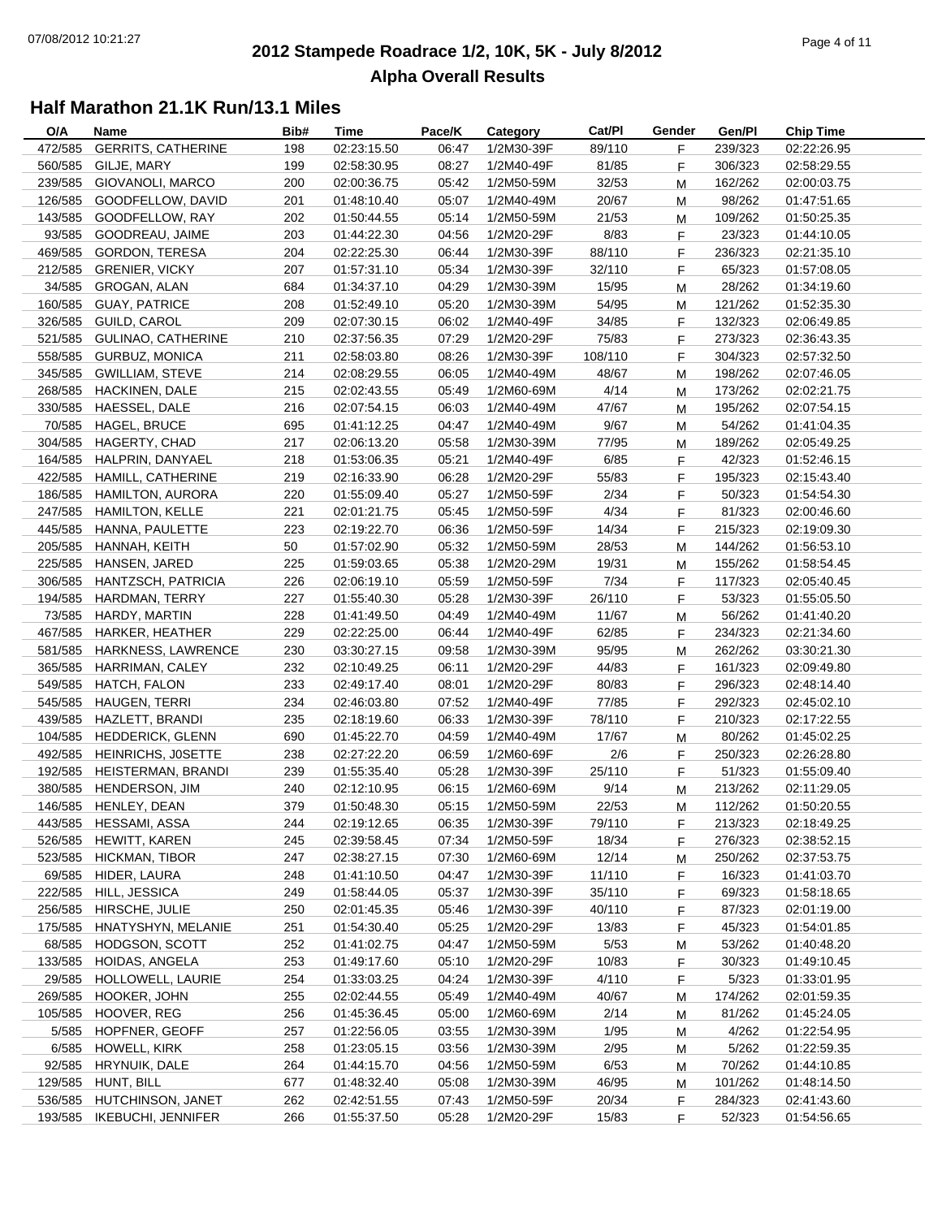# 2012 Stampede Roadrace 1/2, 10K, 5K - July 8/2012

## Alpha Overall Results

### Half Marathon 21.1K Run/13.1 Miles

| O/A | Name | Bib# | Time | Pace/K | Category | Cat/Pl | Gender | Gen/Pl | Chip Time |
|---|---|---|---|---|---|---|---|---|---|
| 472/585 | GERRITS, CATHERINE | 198 | 02:23:15.50 | 06:47 | 1/2M30-39F | 89/110 | F | 239/323 | 02:22:26.95 |
| 560/585 | GILJE, MARY | 199 | 02:58:30.95 | 08:27 | 1/2M40-49F | 81/85 | F | 306/323 | 02:58:29.55 |
| 239/585 | GIOVANOLI, MARCO | 200 | 02:00:36.75 | 05:42 | 1/2M50-59M | 32/53 | M | 162/262 | 02:00:03.75 |
| 126/585 | GOODFELLOW, DAVID | 201 | 01:48:10.40 | 05:07 | 1/2M40-49M | 20/67 | M | 98/262 | 01:47:51.65 |
| 143/585 | GOODFELLOW, RAY | 202 | 01:50:44.55 | 05:14 | 1/2M50-59M | 21/53 | M | 109/262 | 01:50:25.35 |
| 93/585 | GOODREAU, JAIME | 203 | 01:44:22.30 | 04:56 | 1/2M20-29F | 8/83 | F | 23/323 | 01:44:10.05 |
| 469/585 | GORDON, TERESA | 204 | 02:22:25.30 | 06:44 | 1/2M30-39F | 88/110 | F | 236/323 | 02:21:35.10 |
| 212/585 | GRENIER, VICKY | 207 | 01:57:31.10 | 05:34 | 1/2M30-39F | 32/110 | F | 65/323 | 01:57:08.05 |
| 34/585 | GROGAN, ALAN | 684 | 01:34:37.10 | 04:29 | 1/2M30-39M | 15/95 | M | 28/262 | 01:34:19.60 |
| 160/585 | GUAY, PATRICE | 208 | 01:52:49.10 | 05:20 | 1/2M30-39M | 54/95 | M | 121/262 | 01:52:35.30 |
| 326/585 | GUILD, CAROL | 209 | 02:07:30.15 | 06:02 | 1/2M40-49F | 34/85 | F | 132/323 | 02:06:49.85 |
| 521/585 | GULINAO, CATHERINE | 210 | 02:37:56.35 | 07:29 | 1/2M20-29F | 75/83 | F | 273/323 | 02:36:43.35 |
| 558/585 | GURBUZ, MONICA | 211 | 02:58:03.80 | 08:26 | 1/2M30-39F | 108/110 | F | 304/323 | 02:57:32.50 |
| 345/585 | GWILLIAM, STEVE | 214 | 02:08:29.55 | 06:05 | 1/2M40-49M | 48/67 | M | 198/262 | 02:07:46.05 |
| 268/585 | HACKINEN, DALE | 215 | 02:02:43.55 | 05:49 | 1/2M60-69M | 4/14 | M | 173/262 | 02:02:21.75 |
| 330/585 | HAESSEL, DALE | 216 | 02:07:54.15 | 06:03 | 1/2M40-49M | 47/67 | M | 195/262 | 02:07:54.15 |
| 70/585 | HAGEL, BRUCE | 695 | 01:41:12.25 | 04:47 | 1/2M40-49M | 9/67 | M | 54/262 | 01:41:04.35 |
| 304/585 | HAGERTY, CHAD | 217 | 02:06:13.20 | 05:58 | 1/2M30-39M | 77/95 | M | 189/262 | 02:05:49.25 |
| 164/585 | HALPRIN, DANYAEL | 218 | 01:53:06.35 | 05:21 | 1/2M40-49F | 6/85 | F | 42/323 | 01:52:46.15 |
| 422/585 | HAMILL, CATHERINE | 219 | 02:16:33.90 | 06:28 | 1/2M20-29F | 55/83 | F | 195/323 | 02:15:43.40 |
| 186/585 | HAMILTON, AURORA | 220 | 01:55:09.40 | 05:27 | 1/2M50-59F | 2/34 | F | 50/323 | 01:54:54.30 |
| 247/585 | HAMILTON, KELLE | 221 | 02:01:21.75 | 05:45 | 1/2M50-59F | 4/34 | F | 81/323 | 02:00:46.60 |
| 445/585 | HANNA, PAULETTE | 223 | 02:19:22.70 | 06:36 | 1/2M50-59F | 14/34 | F | 215/323 | 02:19:09.30 |
| 205/585 | HANNAH, KEITH | 50 | 01:57:02.90 | 05:32 | 1/2M50-59M | 28/53 | M | 144/262 | 01:56:53.10 |
| 225/585 | HANSEN, JARED | 225 | 01:59:03.65 | 05:38 | 1/2M20-29M | 19/31 | M | 155/262 | 01:58:54.45 |
| 306/585 | HANTZSCH, PATRICIA | 226 | 02:06:19.10 | 05:59 | 1/2M50-59F | 7/34 | F | 117/323 | 02:05:40.45 |
| 194/585 | HARDMAN, TERRY | 227 | 01:55:40.30 | 05:28 | 1/2M30-39F | 26/110 | F | 53/323 | 01:55:05.50 |
| 73/585 | HARDY, MARTIN | 228 | 01:41:49.50 | 04:49 | 1/2M40-49M | 11/67 | M | 56/262 | 01:41:40.20 |
| 467/585 | HARKER, HEATHER | 229 | 02:22:25.00 | 06:44 | 1/2M40-49F | 62/85 | F | 234/323 | 02:21:34.60 |
| 581/585 | HARKNESS, LAWRENCE | 230 | 03:30:27.15 | 09:58 | 1/2M30-39M | 95/95 | M | 262/262 | 03:30:21.30 |
| 365/585 | HARRIMAN, CALEY | 232 | 02:10:49.25 | 06:11 | 1/2M20-29F | 44/83 | F | 161/323 | 02:09:49.80 |
| 549/585 | HATCH, FALON | 233 | 02:49:17.40 | 08:01 | 1/2M20-29F | 80/83 | F | 296/323 | 02:48:14.40 |
| 545/585 | HAUGEN, TERRI | 234 | 02:46:03.80 | 07:52 | 1/2M40-49F | 77/85 | F | 292/323 | 02:45:02.10 |
| 439/585 | HAZLETT, BRANDI | 235 | 02:18:19.60 | 06:33 | 1/2M30-39F | 78/110 | F | 210/323 | 02:17:22.55 |
| 104/585 | HEDDERICK, GLENN | 690 | 01:45:22.70 | 04:59 | 1/2M40-49M | 17/67 | M | 80/262 | 01:45:02.25 |
| 492/585 | HEINRICHS, J0SETTE | 238 | 02:27:22.20 | 06:59 | 1/2M60-69F | 2/6 | F | 250/323 | 02:26:28.80 |
| 192/585 | HEISTERMAN, BRANDI | 239 | 01:55:35.40 | 05:28 | 1/2M30-39F | 25/110 | F | 51/323 | 01:55:09.40 |
| 380/585 | HENDERSON, JIM | 240 | 02:12:10.95 | 06:15 | 1/2M60-69M | 9/14 | M | 213/262 | 02:11:29.05 |
| 146/585 | HENLEY, DEAN | 379 | 01:50:48.30 | 05:15 | 1/2M50-59M | 22/53 | M | 112/262 | 01:50:20.55 |
| 443/585 | HESSAMI, ASSA | 244 | 02:19:12.65 | 06:35 | 1/2M30-39F | 79/110 | F | 213/323 | 02:18:49.25 |
| 526/585 | HEWITT, KAREN | 245 | 02:39:58.45 | 07:34 | 1/2M50-59F | 18/34 | F | 276/323 | 02:38:52.15 |
| 523/585 | HICKMAN, TIBOR | 247 | 02:38:27.15 | 07:30 | 1/2M60-69M | 12/14 | M | 250/262 | 02:37:53.75 |
| 69/585 | HIDER, LAURA | 248 | 01:41:10.50 | 04:47 | 1/2M30-39F | 11/110 | F | 16/323 | 01:41:03.70 |
| 222/585 | HILL, JESSICA | 249 | 01:58:44.05 | 05:37 | 1/2M30-39F | 35/110 | F | 69/323 | 01:58:18.65 |
| 256/585 | HIRSCHE, JULIE | 250 | 02:01:45.35 | 05:46 | 1/2M30-39F | 40/110 | F | 87/323 | 02:01:19.00 |
| 175/585 | HNATYSHYN, MELANIE | 251 | 01:54:30.40 | 05:25 | 1/2M20-29F | 13/83 | F | 45/323 | 01:54:01.85 |
| 68/585 | HODGSON, SCOTT | 252 | 01:41:02.75 | 04:47 | 1/2M50-59M | 5/53 | M | 53/262 | 01:40:48.20 |
| 133/585 | HOIDAS, ANGELA | 253 | 01:49:17.60 | 05:10 | 1/2M20-29F | 10/83 | F | 30/323 | 01:49:10.45 |
| 29/585 | HOLLOWELL, LAURIE | 254 | 01:33:03.25 | 04:24 | 1/2M30-39F | 4/110 | F | 5/323 | 01:33:01.95 |
| 269/585 | HOOKER, JOHN | 255 | 02:02:44.55 | 05:49 | 1/2M40-49M | 40/67 | M | 174/262 | 02:01:59.35 |
| 105/585 | HOOVER, REG | 256 | 01:45:36.45 | 05:00 | 1/2M60-69M | 2/14 | M | 81/262 | 01:45:24.05 |
| 5/585 | HOPFNER, GEOFF | 257 | 01:22:56.05 | 03:55 | 1/2M30-39M | 1/95 | M | 4/262 | 01:22:54.95 |
| 6/585 | HOWELL, KIRK | 258 | 01:23:05.15 | 03:56 | 1/2M30-39M | 2/95 | M | 5/262 | 01:22:59.35 |
| 92/585 | HRYNUIK, DALE | 264 | 01:44:15.70 | 04:56 | 1/2M50-59M | 6/53 | M | 70/262 | 01:44:10.85 |
| 129/585 | HUNT, BILL | 677 | 01:48:32.40 | 05:08 | 1/2M30-39M | 46/95 | M | 101/262 | 01:48:14.50 |
| 536/585 | HUTCHINSON, JANET | 262 | 02:42:51.55 | 07:43 | 1/2M50-59F | 20/34 | F | 284/323 | 02:41:43.60 |
| 193/585 | IKEBUCHI, JENNIFER | 266 | 01:55:37.50 | 05:28 | 1/2M20-29F | 15/83 | F | 52/323 | 01:54:56.65 |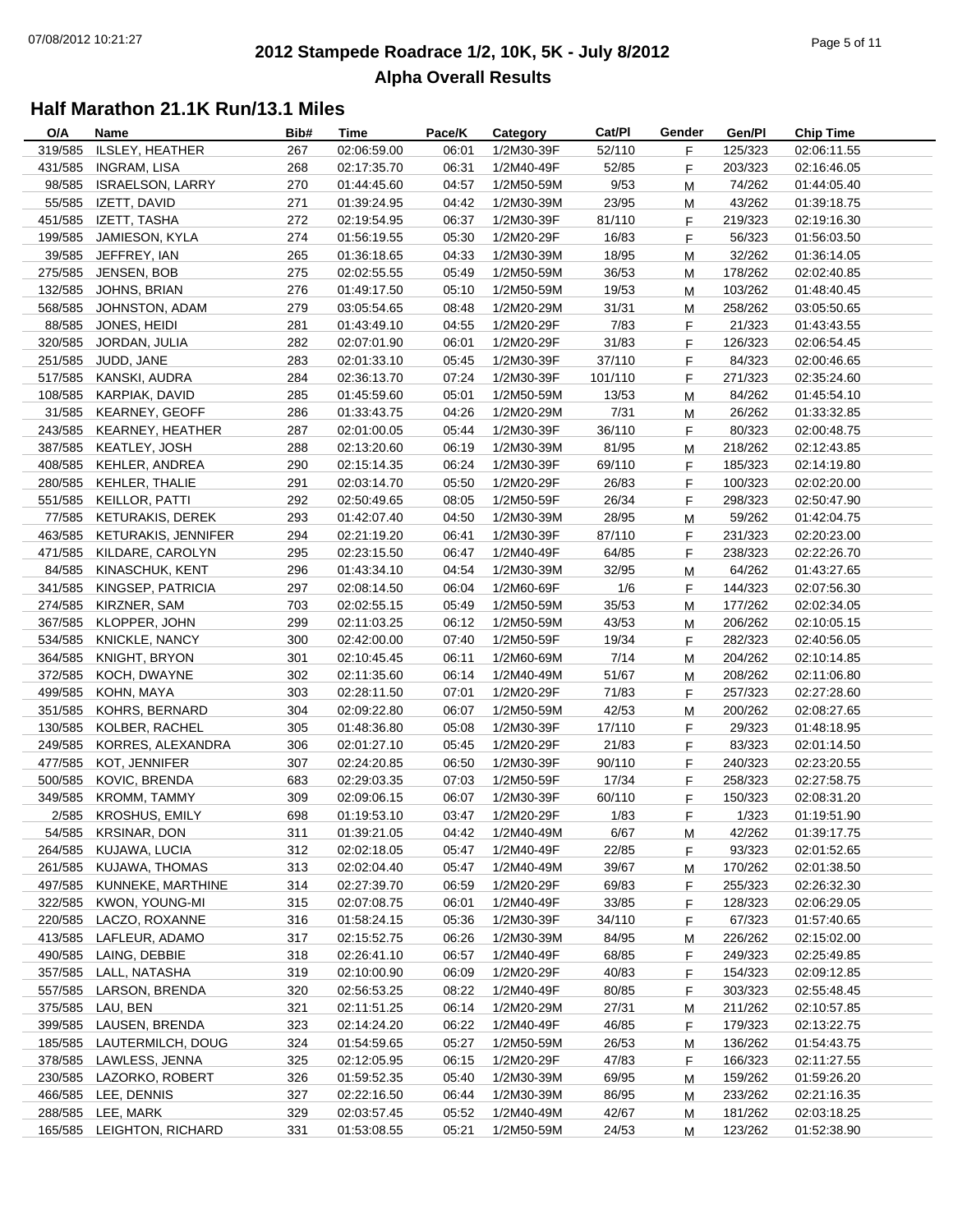# 2012 Stampede Roadrace 1/2, 10K, 5K - July 8/2012

## Alpha Overall Results

### Half Marathon 21.1K Run/13.1 Miles

| O/A | Name | Bib# | Time | Pace/K | Category | Cat/Pl | Gender | Gen/Pl | Chip Time |
|---|---|---|---|---|---|---|---|---|---|
| 319/585 | ILSLEY, HEATHER | 267 | 02:06:59.00 | 06:01 | 1/2M30-39F | 52/110 | F | 125/323 | 02:06:11.55 |
| 431/585 | INGRAM, LISA | 268 | 02:17:35.70 | 06:31 | 1/2M40-49F | 52/85 | F | 203/323 | 02:16:46.05 |
| 98/585 | ISRAELSON, LARRY | 270 | 01:44:45.60 | 04:57 | 1/2M50-59M | 9/53 | M | 74/262 | 01:44:05.40 |
| 55/585 | IZETT, DAVID | 271 | 01:39:24.95 | 04:42 | 1/2M30-39M | 23/95 | M | 43/262 | 01:39:18.75 |
| 451/585 | IZETT, TASHA | 272 | 02:19:54.95 | 06:37 | 1/2M30-39F | 81/110 | F | 219/323 | 02:19:16.30 |
| 199/585 | JAMIESON, KYLA | 274 | 01:56:19.55 | 05:30 | 1/2M20-29F | 16/83 | F | 56/323 | 01:56:03.50 |
| 39/585 | JEFFREY, IAN | 265 | 01:36:18.65 | 04:33 | 1/2M30-39M | 18/95 | M | 32/262 | 01:36:14.05 |
| 275/585 | JENSEN, BOB | 275 | 02:02:55.55 | 05:49 | 1/2M50-59M | 36/53 | M | 178/262 | 02:02:40.85 |
| 132/585 | JOHNS, BRIAN | 276 | 01:49:17.50 | 05:10 | 1/2M50-59M | 19/53 | M | 103/262 | 01:48:40.45 |
| 568/585 | JOHNSTON, ADAM | 279 | 03:05:54.65 | 08:48 | 1/2M20-29M | 31/31 | M | 258/262 | 03:05:50.65 |
| 88/585 | JONES, HEIDI | 281 | 01:43:49.10 | 04:55 | 1/2M20-29F | 7/83 | F | 21/323 | 01:43:43.55 |
| 320/585 | JORDAN, JULIA | 282 | 02:07:01.90 | 06:01 | 1/2M20-29F | 31/83 | F | 126/323 | 02:06:54.45 |
| 251/585 | JUDD, JANE | 283 | 02:01:33.10 | 05:45 | 1/2M30-39F | 37/110 | F | 84/323 | 02:00:46.65 |
| 517/585 | KANSKI, AUDRA | 284 | 02:36:13.70 | 07:24 | 1/2M30-39F | 101/110 | F | 271/323 | 02:35:24.60 |
| 108/585 | KARPIAK, DAVID | 285 | 01:45:59.60 | 05:01 | 1/2M50-59M | 13/53 | M | 84/262 | 01:45:54.10 |
| 31/585 | KEARNEY, GEOFF | 286 | 01:33:43.75 | 04:26 | 1/2M20-29M | 7/31 | M | 26/262 | 01:33:32.85 |
| 243/585 | KEARNEY, HEATHER | 287 | 02:01:00.05 | 05:44 | 1/2M30-39F | 36/110 | F | 80/323 | 02:00:48.75 |
| 387/585 | KEATLEY, JOSH | 288 | 02:13:20.60 | 06:19 | 1/2M30-39M | 81/95 | M | 218/262 | 02:12:43.85 |
| 408/585 | KEHLER, ANDREA | 290 | 02:15:14.35 | 06:24 | 1/2M30-39F | 69/110 | F | 185/323 | 02:14:19.80 |
| 280/585 | KEHLER, THALIE | 291 | 02:03:14.70 | 05:50 | 1/2M20-29F | 26/83 | F | 100/323 | 02:02:20.00 |
| 551/585 | KEILLOR, PATTI | 292 | 02:50:49.65 | 08:05 | 1/2M50-59F | 26/34 | F | 298/323 | 02:50:47.90 |
| 77/585 | KETURAKIS, DEREK | 293 | 01:42:07.40 | 04:50 | 1/2M30-39M | 28/95 | M | 59/262 | 01:42:04.75 |
| 463/585 | KETURAKIS, JENNIFER | 294 | 02:21:19.20 | 06:41 | 1/2M30-39F | 87/110 | F | 231/323 | 02:20:23.00 |
| 471/585 | KILDARE, CAROLYN | 295 | 02:23:15.50 | 06:47 | 1/2M40-49F | 64/85 | F | 238/323 | 02:22:26.70 |
| 84/585 | KINASCHUK, KENT | 296 | 01:43:34.10 | 04:54 | 1/2M30-39M | 32/95 | M | 64/262 | 01:43:27.65 |
| 341/585 | KINGSEP, PATRICIA | 297 | 02:08:14.50 | 06:04 | 1/2M60-69F | 1/6 | F | 144/323 | 02:07:56.30 |
| 274/585 | KIRZNER, SAM | 703 | 02:02:55.15 | 05:49 | 1/2M50-59M | 35/53 | M | 177/262 | 02:02:34.05 |
| 367/585 | KLOPPER, JOHN | 299 | 02:11:03.25 | 06:12 | 1/2M50-59M | 43/53 | M | 206/262 | 02:10:05.15 |
| 534/585 | KNICKLE, NANCY | 300 | 02:42:00.00 | 07:40 | 1/2M50-59F | 19/34 | F | 282/323 | 02:40:56.05 |
| 364/585 | KNIGHT, BRYON | 301 | 02:10:45.45 | 06:11 | 1/2M60-69M | 7/14 | M | 204/262 | 02:10:14.85 |
| 372/585 | KOCH, DWAYNE | 302 | 02:11:35.60 | 06:14 | 1/2M40-49M | 51/67 | M | 208/262 | 02:11:06.80 |
| 499/585 | KOHN, MAYA | 303 | 02:28:11.50 | 07:01 | 1/2M20-29F | 71/83 | F | 257/323 | 02:27:28.60 |
| 351/585 | KOHRS, BERNARD | 304 | 02:09:22.80 | 06:07 | 1/2M50-59M | 42/53 | M | 200/262 | 02:08:27.65 |
| 130/585 | KOLBER, RACHEL | 305 | 01:48:36.80 | 05:08 | 1/2M30-39F | 17/110 | F | 29/323 | 01:48:18.95 |
| 249/585 | KORRES, ALEXANDRA | 306 | 02:01:27.10 | 05:45 | 1/2M20-29F | 21/83 | F | 83/323 | 02:01:14.50 |
| 477/585 | KOT, JENNIFER | 307 | 02:24:20.85 | 06:50 | 1/2M30-39F | 90/110 | F | 240/323 | 02:23:20.55 |
| 500/585 | KOVIC, BRENDA | 683 | 02:29:03.35 | 07:03 | 1/2M50-59F | 17/34 | F | 258/323 | 02:27:58.75 |
| 349/585 | KROMM, TAMMY | 309 | 02:09:06.15 | 06:07 | 1/2M30-39F | 60/110 | F | 150/323 | 02:08:31.20 |
| 2/585 | KROSHUS, EMILY | 698 | 01:19:53.10 | 03:47 | 1/2M20-29F | 1/83 | F | 1/323 | 01:19:51.90 |
| 54/585 | KRSINAR, DON | 311 | 01:39:21.05 | 04:42 | 1/2M40-49M | 6/67 | M | 42/262 | 01:39:17.75 |
| 264/585 | KUJAWA, LUCIA | 312 | 02:02:18.05 | 05:47 | 1/2M40-49F | 22/85 | F | 93/323 | 02:01:52.65 |
| 261/585 | KUJAWA, THOMAS | 313 | 02:02:04.40 | 05:47 | 1/2M40-49M | 39/67 | M | 170/262 | 02:01:38.50 |
| 497/585 | KUNNEKE, MARTHINE | 314 | 02:27:39.70 | 06:59 | 1/2M20-29F | 69/83 | F | 255/323 | 02:26:32.30 |
| 322/585 | KWON, YOUNG-MI | 315 | 02:07:08.75 | 06:01 | 1/2M40-49F | 33/85 | F | 128/323 | 02:06:29.05 |
| 220/585 | LACZO, ROXANNE | 316 | 01:58:24.15 | 05:36 | 1/2M30-39F | 34/110 | F | 67/323 | 01:57:40.65 |
| 413/585 | LAFLEUR, ADAMO | 317 | 02:15:52.75 | 06:26 | 1/2M30-39M | 84/95 | M | 226/262 | 02:15:02.00 |
| 490/585 | LAING, DEBBIE | 318 | 02:26:41.10 | 06:57 | 1/2M40-49F | 68/85 | F | 249/323 | 02:25:49.85 |
| 357/585 | LALL, NATASHA | 319 | 02:10:00.90 | 06:09 | 1/2M20-29F | 40/83 | F | 154/323 | 02:09:12.85 |
| 557/585 | LARSON, BRENDA | 320 | 02:56:53.25 | 08:22 | 1/2M40-49F | 80/85 | F | 303/323 | 02:55:48.45 |
| 375/585 | LAU, BEN | 321 | 02:11:51.25 | 06:14 | 1/2M20-29M | 27/31 | M | 211/262 | 02:10:57.85 |
| 399/585 | LAUSEN, BRENDA | 323 | 02:14:24.20 | 06:22 | 1/2M40-49F | 46/85 | F | 179/323 | 02:13:22.75 |
| 185/585 | LAUTERMILCH, DOUG | 324 | 01:54:59.65 | 05:27 | 1/2M50-59M | 26/53 | M | 136/262 | 01:54:43.75 |
| 378/585 | LAWLESS, JENNA | 325 | 02:12:05.95 | 06:15 | 1/2M20-29F | 47/83 | F | 166/323 | 02:11:27.55 |
| 230/585 | LAZORKO, ROBERT | 326 | 01:59:52.35 | 05:40 | 1/2M30-39M | 69/95 | M | 159/262 | 01:59:26.20 |
| 466/585 | LEE, DENNIS | 327 | 02:22:16.50 | 06:44 | 1/2M30-39M | 86/95 | M | 233/262 | 02:21:16.35 |
| 288/585 | LEE, MARK | 329 | 02:03:57.45 | 05:52 | 1/2M40-49M | 42/67 | M | 181/262 | 02:03:18.25 |
| 165/585 | LEIGHTON, RICHARD | 331 | 01:53:08.55 | 05:21 | 1/2M50-59M | 24/53 | M | 123/262 | 01:52:38.90 |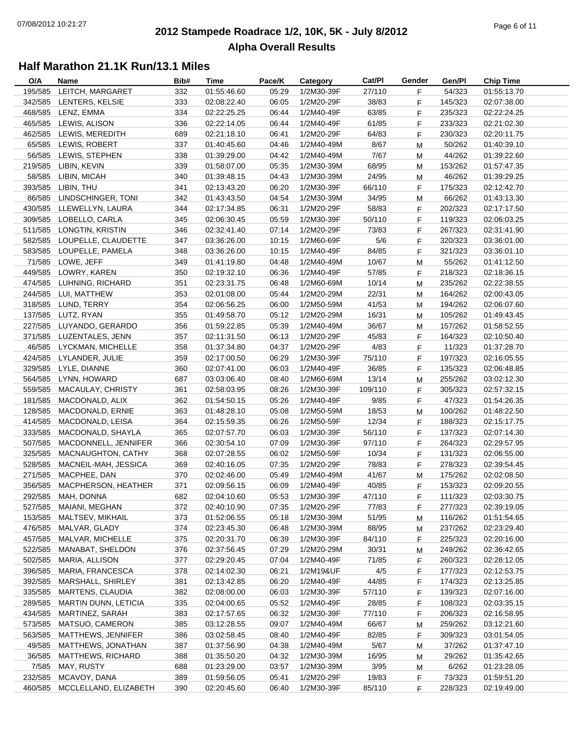# 2012 Stampede Roadrace 1/2, 10K, 5K - July 8/2012

## Alpha Overall Results

### Half Marathon 21.1K Run/13.1 Miles

| O/A | Name | Bib# | Time | Pace/K | Category | Cat/Pl | Gender | Gen/Pl | Chip Time |
|---|---|---|---|---|---|---|---|---|---|
| 195/585 | LEITCH, MARGARET | 332 | 01:55:46.60 | 05:29 | 1/2M30-39F | 27/110 | F | 54/323 | 01:55:13.70 |
| 342/585 | LENTERS, KELSIE | 333 | 02:08:22.40 | 06:05 | 1/2M20-29F | 38/83 | F | 145/323 | 02:07:38.00 |
| 468/585 | LENZ, EMMA | 334 | 02:22:25.25 | 06:44 | 1/2M40-49F | 63/85 | F | 235/323 | 02:22:24.25 |
| 465/585 | LEWIS, ALISON | 336 | 02:22:14.05 | 06:44 | 1/2M40-49F | 61/85 | F | 233/323 | 02:21:02.30 |
| 462/585 | LEWIS, MEREDITH | 689 | 02:21:18.10 | 06:41 | 1/2M20-29F | 64/83 | F | 230/323 | 02:20:11.75 |
| 65/585 | LEWIS, ROBERT | 337 | 01:40:45.60 | 04:46 | 1/2M40-49M | 8/67 | M | 50/262 | 01:40:39.10 |
| 56/585 | LEWIS, STEPHEN | 338 | 01:39:29.00 | 04:42 | 1/2M40-49M | 7/67 | M | 44/262 | 01:39:22.60 |
| 219/585 | LIBIN, KEVIN | 339 | 01:58:07.00 | 05:35 | 1/2M30-39M | 68/95 | M | 153/262 | 01:57:47.35 |
| 58/585 | LIBIN, MICAH | 340 | 01:39:48.15 | 04:43 | 1/2M30-39M | 24/95 | M | 46/262 | 01:39:29.25 |
| 393/585 | LIBIN, THU | 341 | 02:13:43.20 | 06:20 | 1/2M30-39F | 66/110 | F | 175/323 | 02:12:42.70 |
| 86/585 | LINDSCHINGER, TONI | 342 | 01:43:43.50 | 04:54 | 1/2M30-39M | 34/95 | M | 66/262 | 01:43:13.30 |
| 430/585 | LLEWELLYN, LAURA | 344 | 02:17:34.85 | 06:31 | 1/2M20-29F | 58/83 | F | 202/323 | 02:17:17.50 |
| 309/585 | LOBELLO, CARLA | 345 | 02:06:30.45 | 05:59 | 1/2M30-39F | 50/110 | F | 119/323 | 02:06:03.25 |
| 511/585 | LONGTIN, KRISTIN | 346 | 02:32:41.40 | 07:14 | 1/2M20-29F | 73/83 | F | 267/323 | 02:31:41.90 |
| 582/585 | LOUPELLE, CLAUDETTE | 347 | 03:36:26.00 | 10:15 | 1/2M60-69F | 5/6 | F | 320/323 | 03:36:01.00 |
| 583/585 | LOUPELLE, PAMELA | 348 | 03:36:26.00 | 10:15 | 1/2M40-49F | 84/85 | F | 321/323 | 03:36:01.10 |
| 71/585 | LOWE, JEFF | 349 | 01:41:19.80 | 04:48 | 1/2M40-49M | 10/67 | M | 55/262 | 01:41:12.50 |
| 449/585 | LOWRY, KAREN | 350 | 02:19:32.10 | 06:36 | 1/2M40-49F | 57/85 | F | 218/323 | 02:18:36.15 |
| 474/585 | LUHNING, RICHARD | 351 | 02:23:31.75 | 06:48 | 1/2M60-69M | 10/14 | M | 235/262 | 02:22:38.55 |
| 244/585 | LUI, MATTHEW | 353 | 02:01:08.00 | 05:44 | 1/2M20-29M | 22/31 | M | 164/262 | 02:00:43.05 |
| 318/585 | LUND, TERRY | 354 | 02:06:56.25 | 06:00 | 1/2M50-59M | 41/53 | M | 194/262 | 02:06:07.60 |
| 137/585 | LUTZ, RYAN | 355 | 01:49:58.70 | 05:12 | 1/2M20-29M | 16/31 | M | 105/262 | 01:49:43.45 |
| 227/585 | LUYANDO, GERARDO | 356 | 01:59:22.85 | 05:39 | 1/2M40-49M | 36/67 | M | 157/262 | 01:58:52.55 |
| 371/585 | LUZENTALES, JENN | 357 | 02:11:31.50 | 06:13 | 1/2M20-29F | 45/83 | F | 164/323 | 02:10:50.40 |
| 46/585 | LYCKMAN, MICHELLE | 358 | 01:37:34.80 | 04:37 | 1/2M20-29F | 4/83 | F | 11/323 | 01:37:28.70 |
| 424/585 | LYLANDER, JULIE | 359 | 02:17:00.50 | 06:29 | 1/2M30-39F | 75/110 | F | 197/323 | 02:16:05.55 |
| 329/585 | LYLE, DIANNE | 360 | 02:07:41.00 | 06:03 | 1/2M40-49F | 36/85 | F | 135/323 | 02:06:48.85 |
| 564/585 | LYNN, HOWARD | 687 | 03:03:06.40 | 08:40 | 1/2M60-69M | 13/14 | M | 255/262 | 03:02:12.30 |
| 559/585 | MACAULAY, CHRISTY | 361 | 02:58:03.95 | 08:26 | 1/2M30-39F | 109/110 | F | 305/323 | 02:57:32.15 |
| 181/585 | MACDONALD, ALIX | 362 | 01:54:50.15 | 05:26 | 1/2M40-49F | 9/85 | F | 47/323 | 01:54:26.35 |
| 128/585 | MACDONALD, ERNIE | 363 | 01:48:28.10 | 05:08 | 1/2M50-59M | 18/53 | M | 100/262 | 01:48:22.50 |
| 414/585 | MACDONALD, LEISA | 364 | 02:15:59.35 | 06:26 | 1/2M50-59F | 12/34 | F | 188/323 | 02:15:17.75 |
| 333/585 | MACDONALD, SHAYLA | 365 | 02:07:57.70 | 06:03 | 1/2M30-39F | 56/110 | F | 137/323 | 02:07:14.30 |
| 507/585 | MACDONNELL, JENNIFER | 366 | 02:30:54.10 | 07:09 | 1/2M30-39F | 97/110 | F | 264/323 | 02:29:57.95 |
| 325/585 | MACNAUGHTON, CATHY | 368 | 02:07:28.55 | 06:02 | 1/2M50-59F | 10/34 | F | 131/323 | 02:06:55.00 |
| 528/585 | MACNEIL-MAH, JESSICA | 369 | 02:40:16.05 | 07:35 | 1/2M20-29F | 78/83 | F | 278/323 | 02:39:54.45 |
| 271/585 | MACPHEE, DAN | 370 | 02:02:46.00 | 05:49 | 1/2M40-49M | 41/67 | M | 175/262 | 02:02:08.50 |
| 356/585 | MACPHERSON, HEATHER | 371 | 02:09:56.15 | 06:09 | 1/2M40-49F | 40/85 | F | 153/323 | 02:09:20.55 |
| 292/585 | MAH, DONNA | 682 | 02:04:10.60 | 05:53 | 1/2M30-39F | 47/110 | F | 111/323 | 02:03:30.75 |
| 527/585 | MAIANI, MEGHAN | 372 | 02:40:10.90 | 07:35 | 1/2M20-29F | 77/83 | F | 277/323 | 02:39:19.05 |
| 153/585 | MALTSEV, MIKHAIL | 373 | 01:52:06.55 | 05:18 | 1/2M30-39M | 51/95 | M | 116/262 | 01:51:54.65 |
| 476/585 | MALVAR, GLADY | 374 | 02:23:45.30 | 06:48 | 1/2M30-39M | 88/95 | M | 237/262 | 02:23:29.40 |
| 457/585 | MALVAR, MICHELLE | 375 | 02:20:31.70 | 06:39 | 1/2M30-39F | 84/110 | F | 225/323 | 02:20:16.00 |
| 522/585 | MANABAT, SHELDON | 376 | 02:37:56.45 | 07:29 | 1/2M20-29M | 30/31 | M | 249/262 | 02:36:42.65 |
| 502/585 | MARIA, ALLISON | 377 | 02:29:20.45 | 07:04 | 1/2M40-49F | 71/85 | F | 260/323 | 02:28:12.05 |
| 396/585 | MARIA, FRANCESCA | 378 | 02:14:02.30 | 06:21 | 1/2M19&UF | 4/5 | F | 177/323 | 02:12:53.75 |
| 392/585 | MARSHALL, SHIRLEY | 381 | 02:13:42.85 | 06:20 | 1/2M40-49F | 44/85 | F | 174/323 | 02:13:25.85 |
| 335/585 | MARTENS, CLAUDIA | 382 | 02:08:00.00 | 06:03 | 1/2M30-39F | 57/110 | F | 139/323 | 02:07:16.00 |
| 289/585 | MARTIN DUNN, LETICIA | 335 | 02:04:00.65 | 05:52 | 1/2M40-49F | 28/85 | F | 108/323 | 02:03:35.15 |
| 434/585 | MARTINEZ, SARAH | 383 | 02:17:57.65 | 06:32 | 1/2M30-39F | 77/110 | F | 206/323 | 02:16:58.95 |
| 573/585 | MATSUO, CAMERON | 385 | 03:12:28.55 | 09:07 | 1/2M40-49M | 66/67 | M | 259/262 | 03:12:21.60 |
| 563/585 | MATTHEWS, JENNIFER | 386 | 03:02:58.45 | 08:40 | 1/2M40-49F | 82/85 | F | 309/323 | 03:01:54.05 |
| 49/585 | MATTHEWS, JONATHAN | 387 | 01:37:56.90 | 04:38 | 1/2M40-49M | 5/67 | M | 37/262 | 01:37:47.10 |
| 36/585 | MATTHEWS, RICHARD | 388 | 01:35:50.20 | 04:32 | 1/2M30-39M | 16/95 | M | 29/262 | 01:35:42.65 |
| 7/585 | MAY, RUSTY | 688 | 01:23:29.00 | 03:57 | 1/2M30-39M | 3/95 | M | 6/262 | 01:23:28.05 |
| 232/585 | MCAVOY, DANA | 389 | 01:59:56.05 | 05:41 | 1/2M20-29F | 19/83 | F | 73/323 | 01:59:51.20 |
| 460/585 | MCCLELLAND, ELIZABETH | 390 | 02:20:45.60 | 06:40 | 1/2M30-39F | 85/110 | F | 228/323 | 02:19:49.00 |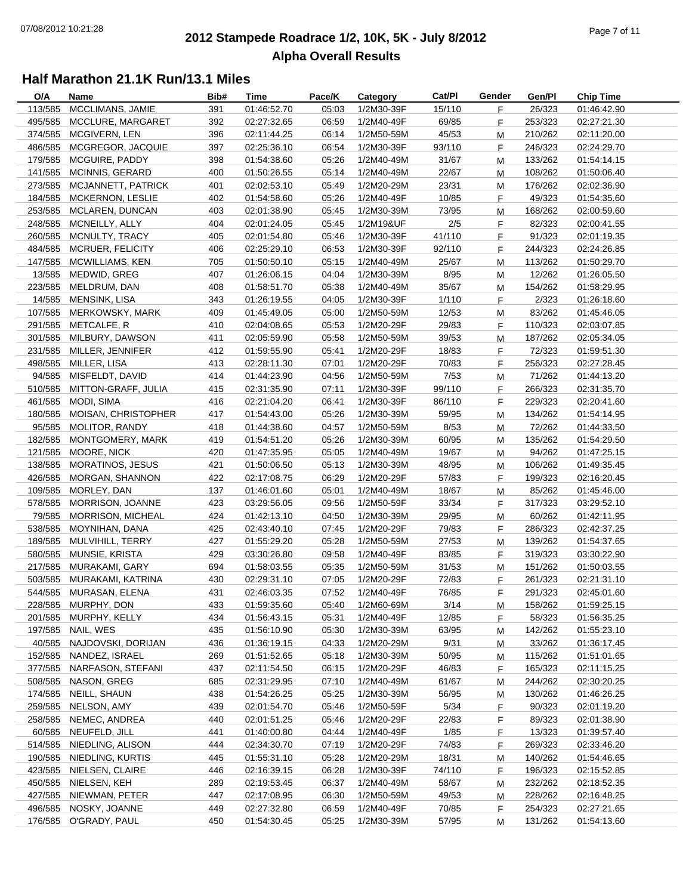# 2012 Stampede Roadrace 1/2, 10K, 5K - July 8/2012

## Alpha Overall Results

### Half Marathon 21.1K Run/13.1 Miles

| O/A | Name | Bib# | Time | Pace/K | Category | Cat/Pl | Gender | Gen/Pl | Chip Time |
|---|---|---|---|---|---|---|---|---|---|
| 113/585 | MCCLIMANS, JAMIE | 391 | 01:46:52.70 | 05:03 | 1/2M30-39F | 15/110 | F | 26/323 | 01:46:42.90 |
| 495/585 | MCCLURE, MARGARET | 392 | 02:27:32.65 | 06:59 | 1/2M40-49F | 69/85 | F | 253/323 | 02:27:21.30 |
| 374/585 | MCGIVERN, LEN | 396 | 02:11:44.25 | 06:14 | 1/2M50-59M | 45/53 | M | 210/262 | 02:11:20.00 |
| 486/585 | MCGREGOR, JACQUIE | 397 | 02:25:36.10 | 06:54 | 1/2M30-39F | 93/110 | F | 246/323 | 02:24:29.70 |
| 179/585 | MCGUIRE, PADDY | 398 | 01:54:38.60 | 05:26 | 1/2M40-49M | 31/67 | M | 133/262 | 01:54:14.15 |
| 141/585 | MCINNIS, GERARD | 400 | 01:50:26.55 | 05:14 | 1/2M40-49M | 22/67 | M | 108/262 | 01:50:06.40 |
| 273/585 | MCJANNETT, PATRICK | 401 | 02:02:53.10 | 05:49 | 1/2M20-29M | 23/31 | M | 176/262 | 02:02:36.90 |
| 184/585 | MCKERNON, LESLIE | 402 | 01:54:58.60 | 05:26 | 1/2M40-49F | 10/85 | F | 49/323 | 01:54:35.60 |
| 253/585 | MCLAREN, DUNCAN | 403 | 02:01:38.90 | 05:45 | 1/2M30-39M | 73/95 | M | 168/262 | 02:00:59.60 |
| 248/585 | MCNEILLY, ALLY | 404 | 02:01:24.05 | 05:45 | 1/2M19&UF | 2/5 | F | 82/323 | 02:00:41.55 |
| 260/585 | MCNULTY, TRACY | 405 | 02:01:54.80 | 05:46 | 1/2M30-39F | 41/110 | F | 91/323 | 02:01:19.35 |
| 484/585 | MCRUER, FELICITY | 406 | 02:25:29.10 | 06:53 | 1/2M30-39F | 92/110 | F | 244/323 | 02:24:26.85 |
| 147/585 | MCWILLIAMS, KEN | 705 | 01:50:50.10 | 05:15 | 1/2M40-49M | 25/67 | M | 113/262 | 01:50:29.70 |
| 13/585 | MEDWID, GREG | 407 | 01:26:06.15 | 04:04 | 1/2M30-39M | 8/95 | M | 12/262 | 01:26:05.50 |
| 223/585 | MELDRUM, DAN | 408 | 01:58:51.70 | 05:38 | 1/2M40-49M | 35/67 | M | 154/262 | 01:58:29.95 |
| 14/585 | MENSINK, LISA | 343 | 01:26:19.55 | 04:05 | 1/2M30-39F | 1/110 | F | 2/323 | 01:26:18.60 |
| 107/585 | MERKOWSKY, MARK | 409 | 01:45:49.05 | 05:00 | 1/2M50-59M | 12/53 | M | 83/262 | 01:45:46.05 |
| 291/585 | METCALFE, R | 410 | 02:04:08.65 | 05:53 | 1/2M20-29F | 29/83 | F | 110/323 | 02:03:07.85 |
| 301/585 | MILBURY, DAWSON | 411 | 02:05:59.90 | 05:58 | 1/2M50-59M | 39/53 | M | 187/262 | 02:05:34.05 |
| 231/585 | MILLER, JENNIFER | 412 | 01:59:55.90 | 05:41 | 1/2M20-29F | 18/83 | F | 72/323 | 01:59:51.30 |
| 498/585 | MILLER, LISA | 413 | 02:28:11.30 | 07:01 | 1/2M20-29F | 70/83 | F | 256/323 | 02:27:28.45 |
| 94/585 | MISFELDT, DAVID | 414 | 01:44:23.90 | 04:56 | 1/2M50-59M | 7/53 | M | 71/262 | 01:44:13.20 |
| 510/585 | MITTON-GRAFF, JULIA | 415 | 02:31:35.90 | 07:11 | 1/2M30-39F | 99/110 | F | 266/323 | 02:31:35.70 |
| 461/585 | MODI, SIMA | 416 | 02:21:04.20 | 06:41 | 1/2M30-39F | 86/110 | F | 229/323 | 02:20:41.60 |
| 180/585 | MOISAN, CHRISTOPHER | 417 | 01:54:43.00 | 05:26 | 1/2M30-39M | 59/95 | M | 134/262 | 01:54:14.95 |
| 95/585 | MOLITOR, RANDY | 418 | 01:44:38.60 | 04:57 | 1/2M50-59M | 8/53 | M | 72/262 | 01:44:33.50 |
| 182/585 | MONTGOMERY, MARK | 419 | 01:54:51.20 | 05:26 | 1/2M30-39M | 60/95 | M | 135/262 | 01:54:29.50 |
| 121/585 | MOORE, NICK | 420 | 01:47:35.95 | 05:05 | 1/2M40-49M | 19/67 | M | 94/262 | 01:47:25.15 |
| 138/585 | MORATINOS, JESUS | 421 | 01:50:06.50 | 05:13 | 1/2M30-39M | 48/95 | M | 106/262 | 01:49:35.45 |
| 426/585 | MORGAN, SHANNON | 422 | 02:17:08.75 | 06:29 | 1/2M20-29F | 57/83 | F | 199/323 | 02:16:20.45 |
| 109/585 | MORLEY, DAN | 137 | 01:46:01.60 | 05:01 | 1/2M40-49M | 18/67 | M | 85/262 | 01:45:46.00 |
| 578/585 | MORRISON, JOANNE | 423 | 03:29:56.05 | 09:56 | 1/2M50-59F | 33/34 | F | 317/323 | 03:29:52.10 |
| 79/585 | MORRISON, MICHEAL | 424 | 01:42:13.10 | 04:50 | 1/2M30-39M | 29/95 | M | 60/262 | 01:42:11.95 |
| 538/585 | MOYNIHAN, DANA | 425 | 02:43:40.10 | 07:45 | 1/2M20-29F | 79/83 | F | 286/323 | 02:42:37.25 |
| 189/585 | MULVIHILL, TERRY | 427 | 01:55:29.20 | 05:28 | 1/2M50-59M | 27/53 | M | 139/262 | 01:54:37.65 |
| 580/585 | MUNSIE, KRISTA | 429 | 03:30:26.80 | 09:58 | 1/2M40-49F | 83/85 | F | 319/323 | 03:30:22.90 |
| 217/585 | MURAKAMI, GARY | 694 | 01:58:03.55 | 05:35 | 1/2M50-59M | 31/53 | M | 151/262 | 01:50:03.55 |
| 503/585 | MURAKAMI, KATRINA | 430 | 02:29:31.10 | 07:05 | 1/2M20-29F | 72/83 | F | 261/323 | 02:21:31.10 |
| 544/585 | MURASAN, ELENA | 431 | 02:46:03.35 | 07:52 | 1/2M40-49F | 76/85 | F | 291/323 | 02:45:01.60 |
| 228/585 | MURPHY, DON | 433 | 01:59:35.60 | 05:40 | 1/2M60-69M | 3/14 | M | 158/262 | 01:59:25.15 |
| 201/585 | MURPHY, KELLY | 434 | 01:56:43.15 | 05:31 | 1/2M40-49F | 12/85 | F | 58/323 | 01:56:35.25 |
| 197/585 | NAIL, WES | 435 | 01:56:10.90 | 05:30 | 1/2M30-39M | 63/95 | M | 142/262 | 01:55:23.10 |
| 40/585 | NAJDOVSKI, DORIJAN | 436 | 01:36:19.15 | 04:33 | 1/2M20-29M | 9/31 | M | 33/262 | 01:36:17.45 |
| 152/585 | NANDEZ, ISRAEL | 269 | 01:51:52.65 | 05:18 | 1/2M30-39M | 50/95 | M | 115/262 | 01:51:01.65 |
| 377/585 | NARFASON, STEFANI | 437 | 02:11:54.50 | 06:15 | 1/2M20-29F | 46/83 | F | 165/323 | 02:11:15.25 |
| 508/585 | NASON, GREG | 685 | 02:31:29.95 | 07:10 | 1/2M40-49M | 61/67 | M | 244/262 | 02:30:20.25 |
| 174/585 | NEILL, SHAUN | 438 | 01:54:26.25 | 05:25 | 1/2M30-39M | 56/95 | M | 130/262 | 01:46:26.25 |
| 259/585 | NELSON, AMY | 439 | 02:01:54.70 | 05:46 | 1/2M50-59F | 5/34 | F | 90/323 | 02:01:19.20 |
| 258/585 | NEMEC, ANDREA | 440 | 02:01:51.25 | 05:46 | 1/2M20-29F | 22/83 | F | 89/323 | 02:01:38.90 |
| 60/585 | NEUFELD, JILL | 441 | 01:40:00.80 | 04:44 | 1/2M40-49F | 1/85 | F | 13/323 | 01:39:57.40 |
| 514/585 | NIEDLING, ALISON | 444 | 02:34:30.70 | 07:19 | 1/2M20-29F | 74/83 | F | 269/323 | 02:33:46.20 |
| 190/585 | NIEDLING, KURTIS | 445 | 01:55:31.10 | 05:28 | 1/2M20-29M | 18/31 | M | 140/262 | 01:54:46.65 |
| 423/585 | NIELSEN, CLAIRE | 446 | 02:16:39.15 | 06:28 | 1/2M30-39F | 74/110 | F | 196/323 | 02:15:52.85 |
| 450/585 | NIELSEN, KEH | 289 | 02:19:53.45 | 06:37 | 1/2M40-49M | 58/67 | M | 232/262 | 02:18:52.35 |
| 427/585 | NIEWMAN, PETER | 447 | 02:17:08.95 | 06:30 | 1/2M50-59M | 49/53 | M | 228/262 | 02:16:48.25 |
| 496/585 | NOSKY, JOANNE | 449 | 02:27:32.80 | 06:59 | 1/2M40-49F | 70/85 | F | 254/323 | 02:27:21.65 |
| 176/585 | O'GRADY, PAUL | 450 | 01:54:30.45 | 05:25 | 1/2M30-39M | 57/95 | M | 131/262 | 01:54:13.60 |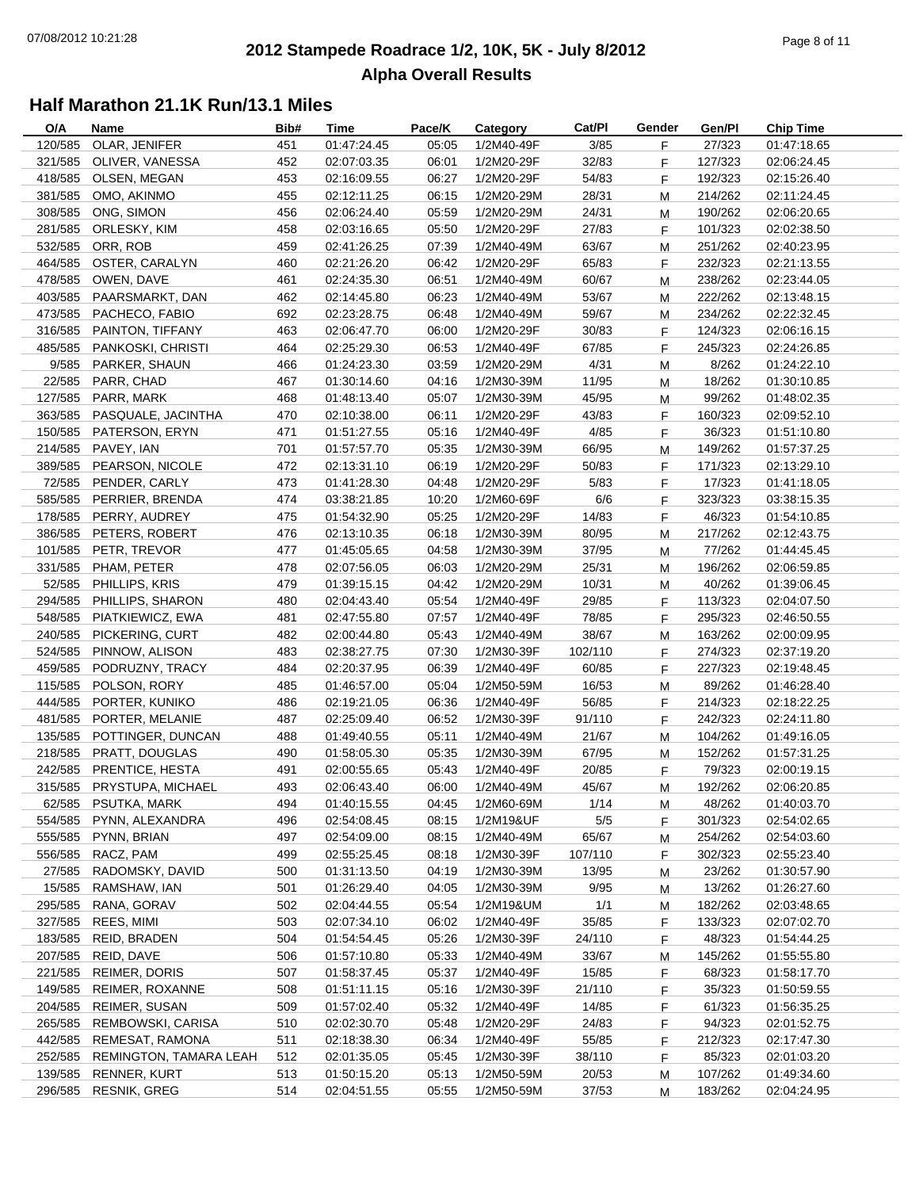# 2012 Stampede Roadrace 1/2, 10K, 5K - July 8/2012

## Alpha Overall Results

### Half Marathon 21.1K Run/13.1 Miles

| O/A | Name | Bib# | Time | Pace/K | Category | Cat/Pl | Gender | Gen/Pl | Chip Time |
|---|---|---|---|---|---|---|---|---|---|
| 120/585 | OLAR, JENIFER | 451 | 01:47:24.45 | 05:05 | 1/2M40-49F | 3/85 | F | 27/323 | 01:47:18.65 |
| 321/585 | OLIVER, VANESSA | 452 | 02:07:03.35 | 06:01 | 1/2M20-29F | 32/83 | F | 127/323 | 02:06:24.45 |
| 418/585 | OLSEN, MEGAN | 453 | 02:16:09.55 | 06:27 | 1/2M20-29F | 54/83 | F | 192/323 | 02:15:26.40 |
| 381/585 | OMO, AKINMO | 455 | 02:12:11.25 | 06:15 | 1/2M20-29M | 28/31 | M | 214/262 | 02:11:24.45 |
| 308/585 | ONG, SIMON | 456 | 02:06:24.40 | 05:59 | 1/2M20-29M | 24/31 | M | 190/262 | 02:06:20.65 |
| 281/585 | ORLESKY, KIM | 458 | 02:03:16.65 | 05:50 | 1/2M20-29F | 27/83 | F | 101/323 | 02:02:38.50 |
| 532/585 | ORR, ROB | 459 | 02:41:26.25 | 07:39 | 1/2M40-49M | 63/67 | M | 251/262 | 02:40:23.95 |
| 464/585 | OSTER, CARALYN | 460 | 02:21:26.20 | 06:42 | 1/2M20-29F | 65/83 | F | 232/323 | 02:21:13.55 |
| 478/585 | OWEN, DAVE | 461 | 02:24:35.30 | 06:51 | 1/2M40-49M | 60/67 | M | 238/262 | 02:23:44.05 |
| 403/585 | PAARSMARKT, DAN | 462 | 02:14:45.80 | 06:23 | 1/2M40-49M | 53/67 | M | 222/262 | 02:13:48.15 |
| 473/585 | PACHECO, FABIO | 692 | 02:23:28.75 | 06:48 | 1/2M40-49M | 59/67 | M | 234/262 | 02:22:32.45 |
| 316/585 | PAINTON, TIFFANY | 463 | 02:06:47.70 | 06:00 | 1/2M20-29F | 30/83 | F | 124/323 | 02:06:16.15 |
| 485/585 | PANKOSKI, CHRISTI | 464 | 02:25:29.30 | 06:53 | 1/2M40-49F | 67/85 | F | 245/323 | 02:24:26.85 |
| 9/585 | PARKER, SHAUN | 466 | 01:24:23.30 | 03:59 | 1/2M20-29M | 4/31 | M | 8/262 | 01:24:22.10 |
| 22/585 | PARR, CHAD | 467 | 01:30:14.60 | 04:16 | 1/2M30-39M | 11/95 | M | 18/262 | 01:30:10.85 |
| 127/585 | PARR, MARK | 468 | 01:48:13.40 | 05:07 | 1/2M30-39M | 45/95 | M | 99/262 | 01:48:02.35 |
| 363/585 | PASQUALE, JACINTHA | 470 | 02:10:38.00 | 06:11 | 1/2M20-29F | 43/83 | F | 160/323 | 02:09:52.10 |
| 150/585 | PATERSON, ERYN | 471 | 01:51:27.55 | 05:16 | 1/2M40-49F | 4/85 | F | 36/323 | 01:51:10.80 |
| 214/585 | PAVEY, IAN | 701 | 01:57:57.70 | 05:35 | 1/2M30-39M | 66/95 | M | 149/262 | 01:57:37.25 |
| 389/585 | PEARSON, NICOLE | 472 | 02:13:31.10 | 06:19 | 1/2M20-29F | 50/83 | F | 171/323 | 02:13:29.10 |
| 72/585 | PENDER, CARLY | 473 | 01:41:28.30 | 04:48 | 1/2M20-29F | 5/83 | F | 17/323 | 01:41:18.05 |
| 585/585 | PERRIER, BRENDA | 474 | 03:38:21.85 | 10:20 | 1/2M60-69F | 6/6 | F | 323/323 | 03:38:15.35 |
| 178/585 | PERRY, AUDREY | 475 | 01:54:52.90 | 05:25 | 1/2M20-29F | 14/83 | F | 46/323 | 01:54:10.85 |
| 386/585 | PETERS, ROBERT | 476 | 02:13:10.35 | 06:18 | 1/2M30-39M | 80/95 | M | 217/262 | 02:12:43.75 |
| 101/585 | PETR, TREVOR | 477 | 01:45:05.65 | 04:58 | 1/2M30-39M | 37/95 | M | 77/262 | 01:44:45.45 |
| 331/585 | PHAM, PETER | 478 | 02:07:56.05 | 06:03 | 1/2M20-29M | 25/31 | M | 196/262 | 02:06:59.85 |
| 52/585 | PHILLIPS, KRIS | 479 | 01:39:15.15 | 04:42 | 1/2M20-29M | 10/31 | M | 40/262 | 01:39:06.45 |
| 294/585 | PHILLIPS, SHARON | 480 | 02:04:43.40 | 05:54 | 1/2M40-49F | 29/85 | F | 113/323 | 02:04:07.50 |
| 548/585 | PIATKIEWICZ, EWA | 481 | 02:47:55.80 | 07:57 | 1/2M40-49F | 78/85 | F | 295/323 | 02:46:50.55 |
| 240/585 | PICKERING, CURT | 482 | 02:00:44.80 | 05:43 | 1/2M40-49M | 38/67 | M | 163/262 | 02:00:09.95 |
| 524/585 | PINNOW, ALISON | 483 | 02:38:27.75 | 07:30 | 1/2M30-39F | 102/110 | F | 274/323 | 02:37:19.20 |
| 459/585 | PODRUZNY, TRACY | 484 | 02:20:37.95 | 06:39 | 1/2M40-49F | 60/85 | F | 227/323 | 02:19:48.45 |
| 115/585 | POLSON, RORY | 485 | 01:46:57.00 | 05:04 | 1/2M50-59M | 16/53 | M | 89/262 | 01:46:28.40 |
| 444/585 | PORTER, KUNIKO | 486 | 02:19:21.05 | 06:36 | 1/2M40-49F | 56/85 | F | 214/323 | 02:18:22.25 |
| 481/585 | PORTER, MELANIE | 487 | 02:25:09.40 | 06:52 | 1/2M30-39F | 91/110 | F | 242/323 | 02:24:11.80 |
| 135/585 | POTTINGER, DUNCAN | 488 | 01:49:40.55 | 05:11 | 1/2M40-49M | 21/67 | M | 104/262 | 01:49:16.05 |
| 218/585 | PRATT, DOUGLAS | 490 | 01:58:05.30 | 05:35 | 1/2M30-39M | 67/95 | M | 152/262 | 01:57:31.25 |
| 242/585 | PRENTICE, HESTA | 491 | 02:00:55.65 | 05:43 | 1/2M40-49F | 20/85 | F | 79/323 | 02:00:19.15 |
| 315/585 | PRYSTUPA, MICHAEL | 493 | 02:06:43.40 | 06:00 | 1/2M40-49M | 45/67 | M | 192/262 | 02:06:20.85 |
| 62/585 | PSUTKA, MARK | 494 | 01:40:15.55 | 04:45 | 1/2M60-69M | 1/14 | M | 48/262 | 01:40:03.70 |
| 554/585 | PYNN, ALEXANDRA | 496 | 02:54:08.45 | 08:15 | 1/2M19&UF | 5/5 | F | 301/323 | 02:54:02.65 |
| 555/585 | PYNN, BRIAN | 497 | 02:54:09.00 | 08:15 | 1/2M40-49M | 65/67 | M | 254/262 | 02:54:03.60 |
| 556/585 | RACZ, PAM | 499 | 02:55:25.45 | 08:18 | 1/2M30-39F | 107/110 | F | 302/323 | 02:55:23.40 |
| 27/585 | RADOMSKY, DAVID | 500 | 01:31:13.50 | 04:19 | 1/2M30-39M | 13/95 | M | 23/262 | 01:30:57.90 |
| 15/585 | RAMSHAW, IAN | 501 | 01:26:29.40 | 04:05 | 1/2M30-39M | 9/95 | M | 13/262 | 01:26:27.60 |
| 295/585 | RANA, GORAV | 502 | 02:04:44.55 | 05:54 | 1/2M19&UM | 1/1 | M | 182/262 | 02:03:48.65 |
| 327/585 | REES, MIMI | 503 | 02:07:34.10 | 06:02 | 1/2M40-49F | 35/85 | F | 133/323 | 02:07:02.70 |
| 183/585 | REID, BRADEN | 504 | 01:54:54.45 | 05:26 | 1/2M30-39F | 24/110 | F | 48/323 | 01:54:44.25 |
| 207/585 | REID, DAVE | 506 | 01:57:10.80 | 05:33 | 1/2M40-49M | 33/67 | M | 145/262 | 01:55:55.80 |
| 221/585 | REIMER, DORIS | 507 | 01:58:37.45 | 05:37 | 1/2M40-49F | 15/85 | F | 68/323 | 01:58:17.70 |
| 149/585 | REIMER, ROXANNE | 508 | 01:51:11.15 | 05:16 | 1/2M30-39F | 21/110 | F | 35/323 | 01:50:59.55 |
| 204/585 | REIMER, SUSAN | 509 | 01:57:02.40 | 05:32 | 1/2M40-49F | 14/85 | F | 61/323 | 01:56:35.25 |
| 265/585 | REMBOWSKI, CARISA | 510 | 02:02:30.70 | 05:48 | 1/2M20-29F | 24/83 | F | 94/323 | 02:01:52.75 |
| 442/585 | REMESAT, RAMONA | 511 | 02:18:38.30 | 06:34 | 1/2M40-49F | 55/85 | F | 212/323 | 02:17:47.30 |
| 252/585 | REMINGTON, TAMARA LEAH | 512 | 02:01:35.05 | 05:45 | 1/2M30-39F | 38/110 | F | 85/323 | 02:01:03.20 |
| 139/585 | RENNER, KURT | 513 | 01:50:15.20 | 05:13 | 1/2M50-59M | 20/53 | M | 107/262 | 01:49:34.60 |
| 296/585 | RESNIK, GREG | 514 | 02:04:51.55 | 05:55 | 1/2M50-59M | 37/53 | M | 183/262 | 02:04:24.95 |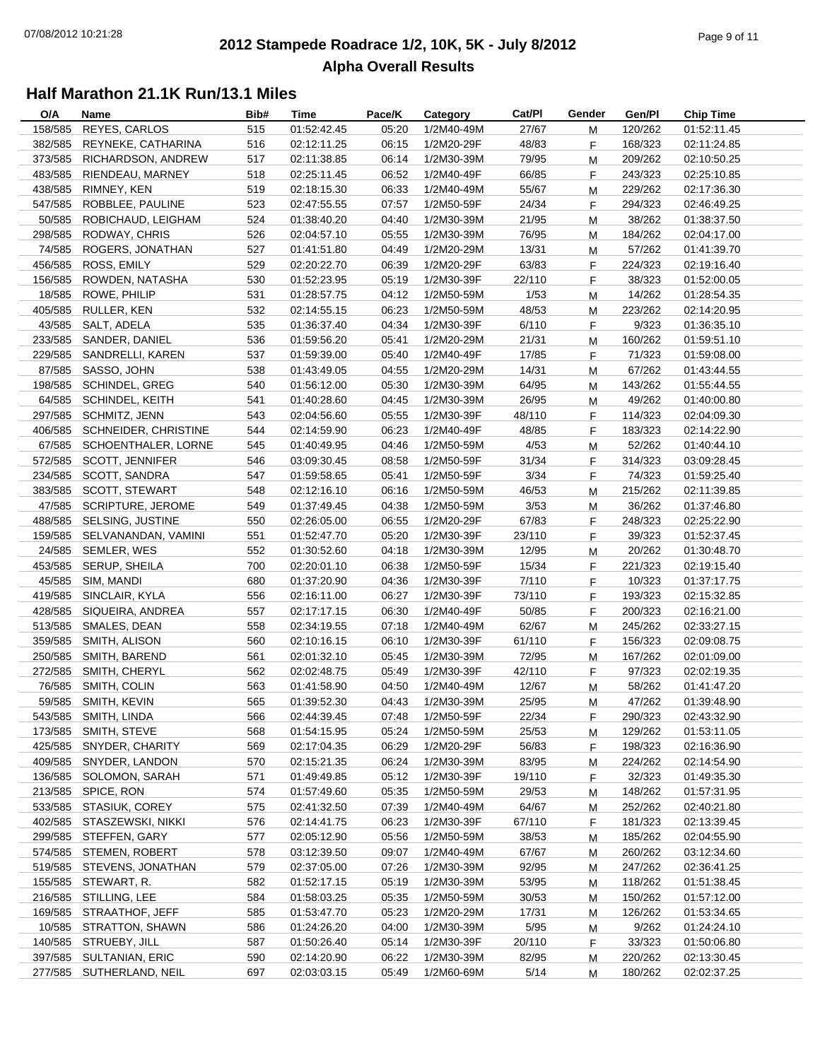# 2012 Stampede Roadrace 1/2, 10K, 5K - July 8/2012

## Alpha Overall Results

### Half Marathon 21.1K Run/13.1 Miles

| O/A | Name | Bib# | Time | Pace/K | Category | Cat/Pl | Gender | Gen/Pl | Chip Time |
|---|---|---|---|---|---|---|---|---|---|
| 158/585 | REYES, CARLOS | 515 | 01:52:42.45 | 05:20 | 1/2M40-49M | 27/67 | M | 120/262 | 01:52:11.45 |
| 382/585 | REYNEKE, CATHARINA | 516 | 02:12:11.25 | 06:15 | 1/2M20-29F | 48/83 | F | 168/323 | 02:11:24.85 |
| 373/585 | RICHARDSON, ANDREW | 517 | 02:11:38.85 | 06:14 | 1/2M30-39M | 79/95 | M | 209/262 | 02:10:50.25 |
| 483/585 | RIENDEAU, MARNEY | 518 | 02:25:11.45 | 06:52 | 1/2M40-49F | 66/85 | F | 243/323 | 02:25:10.85 |
| 438/585 | RIMNEY, KEN | 519 | 02:18:15.30 | 06:33 | 1/2M40-49M | 55/67 | M | 229/262 | 02:17:36.30 |
| 547/585 | ROBBLEE, PAULINE | 523 | 02:47:55.55 | 07:57 | 1/2M50-59F | 24/34 | F | 294/323 | 02:46:49.25 |
| 50/585 | ROBICHAUD, LEIGHAM | 524 | 01:38:40.20 | 04:40 | 1/2M30-39M | 21/95 | M | 38/262 | 01:38:37.50 |
| 298/585 | RODWAY, CHRIS | 526 | 02:04:57.10 | 05:55 | 1/2M30-39M | 76/95 | M | 184/262 | 02:04:17.00 |
| 74/585 | ROGERS, JONATHAN | 527 | 01:41:51.80 | 04:49 | 1/2M20-29M | 13/31 | M | 57/262 | 01:41:39.70 |
| 456/585 | ROSS, EMILY | 529 | 02:20:22.70 | 06:39 | 1/2M20-29F | 63/83 | F | 224/323 | 02:19:16.40 |
| 156/585 | ROWDEN, NATASHA | 530 | 01:52:23.95 | 05:19 | 1/2M30-39F | 22/110 | F | 38/323 | 01:52:00.05 |
| 18/585 | ROWE, PHILIP | 531 | 01:28:57.75 | 04:12 | 1/2M50-59M | 1/53 | M | 14/262 | 01:28:54.35 |
| 405/585 | RULLER, KEN | 532 | 02:14:55.15 | 06:23 | 1/2M50-59M | 48/53 | M | 223/262 | 02:14:20.95 |
| 43/585 | SALT, ADELA | 535 | 01:36:37.40 | 04:34 | 1/2M30-39F | 6/110 | F | 9/323 | 01:36:35.10 |
| 233/585 | SANDER, DANIEL | 536 | 01:59:56.20 | 05:41 | 1/2M20-29M | 21/31 | M | 160/262 | 01:59:51.10 |
| 229/585 | SANDRELLI, KAREN | 537 | 01:59:39.00 | 05:40 | 1/2M40-49F | 17/85 | F | 71/323 | 01:59:08.00 |
| 87/585 | SASSO, JOHN | 538 | 01:43:49.05 | 04:55 | 1/2M20-29M | 14/31 | M | 67/262 | 01:43:44.55 |
| 198/585 | SCHINDEL, GREG | 540 | 01:56:12.00 | 05:30 | 1/2M30-39M | 64/95 | M | 143/262 | 01:55:44.55 |
| 64/585 | SCHINDEL, KEITH | 541 | 01:40:28.60 | 04:45 | 1/2M30-39M | 26/95 | M | 49/262 | 01:40:00.80 |
| 297/585 | SCHMITZ, JENN | 543 | 02:04:56.60 | 05:55 | 1/2M30-39F | 48/110 | F | 114/323 | 02:04:09.30 |
| 406/585 | SCHNEIDER, CHRISTINE | 544 | 02:14:59.90 | 06:23 | 1/2M40-49F | 48/85 | F | 183/323 | 02:14:22.90 |
| 67/585 | SCHOENTHALER, LORNE | 545 | 01:40:49.95 | 04:46 | 1/2M50-59M | 4/53 | M | 52/262 | 01:40:44.10 |
| 572/585 | SCOTT, JENNIFER | 546 | 03:09:30.45 | 08:58 | 1/2M50-59F | 31/34 | F | 314/323 | 03:09:28.45 |
| 234/585 | SCOTT, SANDRA | 547 | 01:59:58.65 | 05:41 | 1/2M50-59F | 3/34 | F | 74/323 | 01:59:25.40 |
| 383/585 | SCOTT, STEWART | 548 | 02:12:16.10 | 06:16 | 1/2M50-59M | 46/53 | M | 215/262 | 02:11:39.85 |
| 47/585 | SCRIPTURE, JEROME | 549 | 01:37:49.45 | 04:38 | 1/2M50-59M | 3/53 | M | 36/262 | 01:37:46.80 |
| 488/585 | SELSING, JUSTINE | 550 | 02:26:05.00 | 06:55 | 1/2M20-29F | 67/83 | F | 248/323 | 02:25:22.90 |
| 159/585 | SELVANANDAN, VAMINI | 551 | 01:52:47.70 | 05:20 | 1/2M30-39F | 23/110 | F | 39/323 | 01:52:37.45 |
| 24/585 | SEMLER, WES | 552 | 01:30:52.60 | 04:18 | 1/2M30-39M | 12/95 | M | 20/262 | 01:30:48.70 |
| 453/585 | SERUP, SHEILA | 700 | 02:20:01.10 | 06:38 | 1/2M50-59F | 15/34 | F | 221/323 | 02:19:15.40 |
| 45/585 | SIM, MANDI | 680 | 01:37:20.90 | 04:36 | 1/2M30-39F | 7/110 | F | 10/323 | 01:37:17.75 |
| 419/585 | SINCLAIR, KYLA | 556 | 02:16:11.00 | 06:27 | 1/2M30-39F | 73/110 | F | 193/323 | 02:15:32.85 |
| 428/585 | SIQUEIRA, ANDREA | 557 | 02:17:17.15 | 06:30 | 1/2M40-49F | 50/85 | F | 200/323 | 02:16:21.00 |
| 513/585 | SMALES, DEAN | 558 | 02:34:19.55 | 07:18 | 1/2M40-49M | 62/67 | M | 245/262 | 02:33:27.15 |
| 359/585 | SMITH, ALISON | 560 | 02:10:16.15 | 06:10 | 1/2M30-39F | 61/110 | F | 156/323 | 02:09:08.75 |
| 250/585 | SMITH, BAREND | 561 | 02:01:32.10 | 05:45 | 1/2M30-39M | 72/95 | M | 167/262 | 02:01:09.00 |
| 272/585 | SMITH, CHERYL | 562 | 02:02:48.75 | 05:49 | 1/2M30-39F | 42/110 | F | 97/323 | 02:02:19.35 |
| 76/585 | SMITH, COLIN | 563 | 01:41:58.90 | 04:50 | 1/2M40-49M | 12/67 | M | 58/262 | 01:41:47.20 |
| 59/585 | SMITH, KEVIN | 565 | 01:39:52.30 | 04:43 | 1/2M30-39M | 25/95 | M | 47/262 | 01:39:48.90 |
| 543/585 | SMITH, LINDA | 566 | 02:44:39.45 | 07:48 | 1/2M50-59F | 22/34 | F | 290/323 | 02:43:32.90 |
| 173/585 | SMITH, STEVE | 568 | 01:54:15.95 | 05:24 | 1/2M50-59M | 25/53 | M | 129/262 | 01:53:11.05 |
| 425/585 | SNYDER, CHARITY | 569 | 02:17:04.35 | 06:29 | 1/2M20-29F | 56/83 | F | 198/323 | 02:16:36.90 |
| 409/585 | SNYDER, LANDON | 570 | 02:15:21.35 | 06:24 | 1/2M30-39M | 83/95 | M | 224/262 | 02:14:54.90 |
| 136/585 | SOLOMON, SARAH | 571 | 01:49:49.85 | 05:12 | 1/2M30-39F | 19/110 | F | 32/323 | 01:49:35.30 |
| 213/585 | SPICE, RON | 574 | 01:57:49.60 | 05:35 | 1/2M50-59M | 29/53 | M | 148/262 | 01:57:31.95 |
| 533/585 | STASIUK, COREY | 575 | 02:41:32.50 | 07:39 | 1/2M40-49M | 64/67 | M | 252/262 | 02:40:21.80 |
| 402/585 | STASZEWSKI, NIKKI | 576 | 02:14:41.75 | 06:23 | 1/2M30-39F | 67/110 | F | 181/323 | 02:13:39.45 |
| 299/585 | STEFFEN, GARY | 577 | 02:05:12.90 | 05:56 | 1/2M50-59M | 38/53 | M | 185/262 | 02:04:55.90 |
| 574/585 | STEMEN, ROBERT | 578 | 03:12:39.50 | 09:07 | 1/2M40-49M | 67/67 | M | 260/262 | 03:12:34.60 |
| 519/585 | STEVENS, JONATHAN | 579 | 02:37:05.00 | 07:26 | 1/2M30-39M | 92/95 | M | 247/262 | 02:36:41.25 |
| 155/585 | STEWART, R. | 582 | 01:52:17.15 | 05:19 | 1/2M30-39M | 53/95 | M | 118/262 | 01:51:38.45 |
| 216/585 | STILLING, LEE | 584 | 01:58:03.25 | 05:35 | 1/2M50-59M | 30/53 | M | 150/262 | 01:57:12.00 |
| 169/585 | STRAATHOF, JEFF | 585 | 01:53:47.70 | 05:23 | 1/2M20-29M | 17/31 | M | 126/262 | 01:53:34.65 |
| 10/585 | STRATTON, SHAWN | 586 | 01:24:26.20 | 04:00 | 1/2M30-39M | 5/95 | M | 9/262 | 01:24:24.10 |
| 140/585 | STRUEBY, JILL | 587 | 01:50:26.40 | 05:14 | 1/2M30-39F | 20/110 | F | 33/323 | 01:50:06.80 |
| 397/585 | SULTANIAN, ERIC | 590 | 02:14:20.90 | 06:22 | 1/2M30-39M | 82/95 | M | 220/262 | 02:13:30.45 |
| 277/585 | SUTHERLAND, NEIL | 697 | 02:03:03.15 | 05:49 | 1/2M60-69M | 5/14 | M | 180/262 | 02:02:37.25 |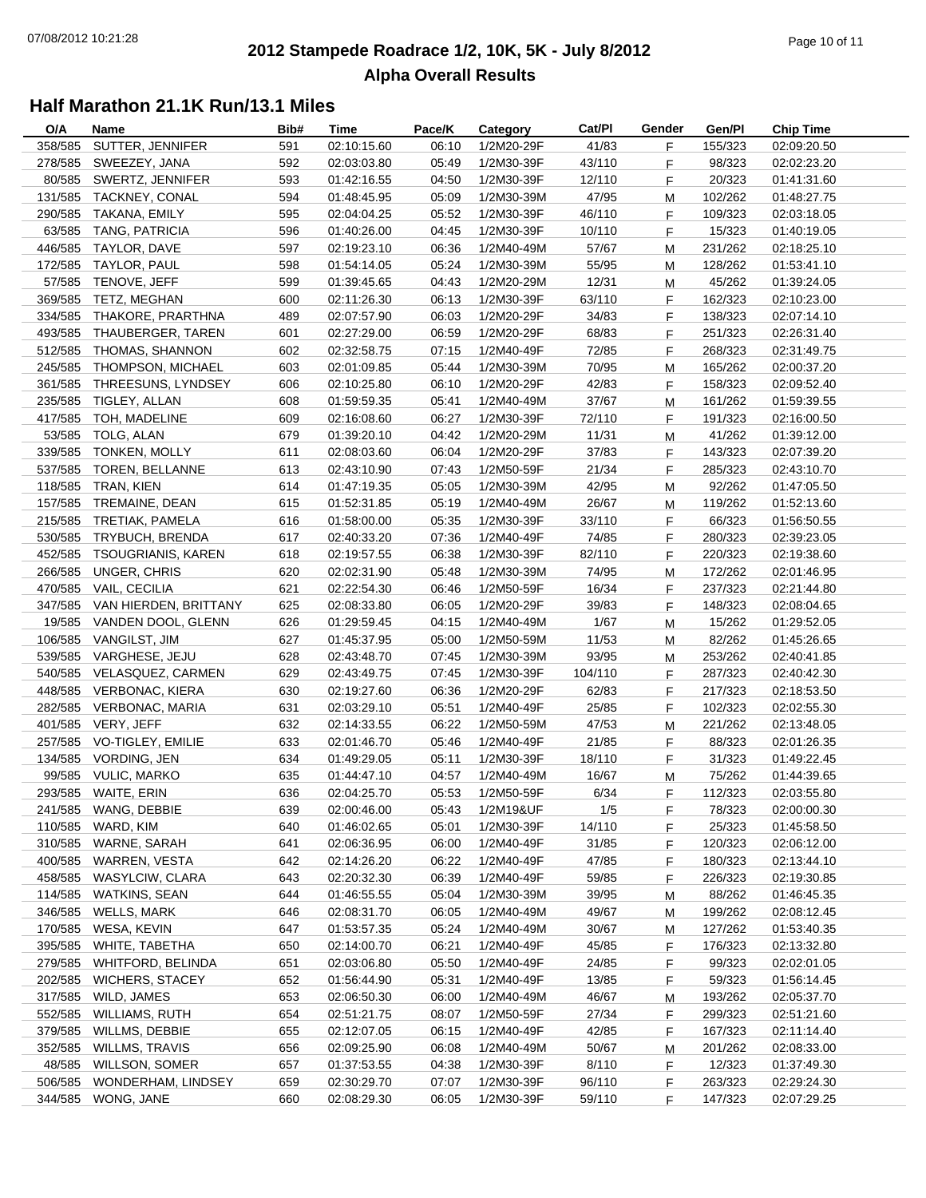# 2012 Stampede Roadrace 1/2, 10K, 5K - July 8/2012

## Alpha Overall Results

### Half Marathon 21.1K Run/13.1 Miles

| O/A | Name | Bib# | Time | Pace/K | Category | Cat/Pl | Gender | Gen/Pl | Chip Time |
|---|---|---|---|---|---|---|---|---|---|
| 358/585 | SUTTER, JENNIFER | 591 | 02:10:15.60 | 06:10 | 1/2M20-29F | 41/83 | F | 155/323 | 02:09:20.50 |
| 278/585 | SWEEZEY, JANA | 592 | 02:03:03.80 | 05:49 | 1/2M30-39F | 43/110 | F | 98/323 | 02:02:23.20 |
| 80/585 | SWERTZ, JENNIFER | 593 | 01:42:16.55 | 04:50 | 1/2M30-39F | 12/110 | F | 20/323 | 01:41:31.60 |
| 131/585 | TACKNEY, CONAL | 594 | 01:48:45.95 | 05:09 | 1/2M30-39M | 47/95 | M | 102/262 | 01:48:27.75 |
| 290/585 | TAKANA, EMILY | 595 | 02:04:04.25 | 05:52 | 1/2M30-39F | 46/110 | F | 109/323 | 02:03:18.05 |
| 63/585 | TANG, PATRICIA | 596 | 01:40:26.00 | 04:45 | 1/2M30-39F | 10/110 | F | 15/323 | 01:40:19.05 |
| 446/585 | TAYLOR, DAVE | 597 | 02:19:23.10 | 06:36 | 1/2M40-49M | 57/67 | M | 231/262 | 02:18:25.10 |
| 172/585 | TAYLOR, PAUL | 598 | 01:54:14.05 | 05:24 | 1/2M30-39M | 55/95 | M | 128/262 | 01:53:41.10 |
| 57/585 | TENOVE, JEFF | 599 | 01:39:45.65 | 04:43 | 1/2M20-29M | 12/31 | M | 45/262 | 01:39:24.05 |
| 369/585 | TETZ, MEGHAN | 600 | 02:11:26.30 | 06:13 | 1/2M30-39F | 63/110 | F | 162/323 | 02:10:23.00 |
| 334/585 | THAKORE, PRARTHNA | 489 | 02:07:57.90 | 06:03 | 1/2M20-29F | 34/83 | F | 138/323 | 02:07:14.10 |
| 493/585 | THAUBERGER, TAREN | 601 | 02:27:29.00 | 06:59 | 1/2M20-29F | 68/83 | F | 251/323 | 02:26:31.40 |
| 512/585 | THOMAS, SHANNON | 602 | 02:32:58.75 | 07:15 | 1/2M40-49F | 72/85 | F | 268/323 | 02:31:49.75 |
| 245/585 | THOMPSON, MICHAEL | 603 | 02:01:09.85 | 05:44 | 1/2M30-39M | 70/95 | M | 165/262 | 02:00:37.20 |
| 361/585 | THREESUNS, LYNDSEY | 606 | 02:10:25.80 | 06:10 | 1/2M20-29F | 42/83 | F | 158/323 | 02:09:52.40 |
| 235/585 | TIGLEY, ALLAN | 608 | 01:59:59.35 | 05:41 | 1/2M40-49M | 37/67 | M | 161/262 | 01:59:39.55 |
| 417/585 | TOH, MADELINE | 609 | 02:16:08.60 | 06:27 | 1/2M30-39F | 72/110 | F | 191/323 | 02:16:00.50 |
| 53/585 | TOLG, ALAN | 679 | 01:39:20.10 | 04:42 | 1/2M20-29M | 11/31 | M | 41/262 | 01:39:12.00 |
| 339/585 | TONKEN, MOLLY | 611 | 02:08:03.60 | 06:04 | 1/2M20-29F | 37/83 | F | 143/323 | 02:07:39.20 |
| 537/585 | TOREN, BELLANNE | 613 | 02:43:10.90 | 07:43 | 1/2M50-59F | 21/34 | F | 285/323 | 02:43:10.70 |
| 118/585 | TRAN, KIEN | 614 | 01:47:19.35 | 05:05 | 1/2M30-39M | 42/95 | M | 92/262 | 01:47:05.50 |
| 157/585 | TREMAINE, DEAN | 615 | 01:52:31.85 | 05:19 | 1/2M40-49M | 26/67 | M | 119/262 | 01:52:13.60 |
| 215/585 | TRETIAK, PAMELA | 616 | 01:58:00.00 | 05:35 | 1/2M30-39F | 33/110 | F | 66/323 | 01:56:50.55 |
| 530/585 | TRYBUCH, BRENDA | 617 | 02:40:33.20 | 07:36 | 1/2M40-49F | 74/85 | F | 280/323 | 02:39:23.05 |
| 452/585 | TSOUGRIANIS, KAREN | 618 | 02:19:57.55 | 06:38 | 1/2M30-39F | 82/110 | F | 220/323 | 02:19:38.60 |
| 266/585 | UNGER, CHRIS | 620 | 02:02:31.90 | 05:48 | 1/2M30-39M | 74/95 | M | 172/262 | 02:01:46.95 |
| 470/585 | VAIL, CECILIA | 621 | 02:22:54.30 | 06:46 | 1/2M50-59F | 16/34 | F | 237/323 | 02:21:44.80 |
| 347/585 | VAN HIERDEN, BRITTANY | 625 | 02:08:33.80 | 06:05 | 1/2M20-29F | 39/83 | F | 148/323 | 02:08:04.65 |
| 19/585 | VANDEN DOOL, GLENN | 626 | 01:29:59.45 | 04:15 | 1/2M40-49M | 1/67 | M | 15/262 | 01:29:52.05 |
| 106/585 | VANGILST, JIM | 627 | 01:45:37.95 | 05:00 | 1/2M50-59M | 11/53 | M | 82/262 | 01:45:26.65 |
| 539/585 | VARGHESE, JEJU | 628 | 02:43:48.70 | 07:45 | 1/2M30-39M | 93/95 | M | 253/262 | 02:40:41.85 |
| 540/585 | VELASQUEZ, CARMEN | 629 | 02:43:49.75 | 07:45 | 1/2M30-39F | 104/110 | F | 287/323 | 02:40:42.30 |
| 448/585 | VERBONAC, KIERA | 630 | 02:19:27.60 | 06:36 | 1/2M20-29F | 62/83 | F | 217/323 | 02:18:53.50 |
| 282/585 | VERBONAC, MARIA | 631 | 02:03:29.10 | 05:51 | 1/2M40-49F | 25/85 | F | 102/323 | 02:02:55.30 |
| 401/585 | VERY, JEFF | 632 | 02:14:33.55 | 06:22 | 1/2M50-59M | 47/53 | M | 221/262 | 02:13:48.05 |
| 257/585 | VO-TIGLEY, EMILIE | 633 | 02:01:46.70 | 05:46 | 1/2M40-49F | 21/85 | F | 88/323 | 02:01:26.35 |
| 134/585 | VORDING, JEN | 634 | 01:49:29.05 | 05:11 | 1/2M30-39F | 18/110 | F | 31/323 | 01:49:22.45 |
| 99/585 | VULIC, MARKO | 635 | 01:44:47.10 | 04:57 | 1/2M40-49M | 16/67 | M | 75/262 | 01:44:39.65 |
| 293/585 | WAITE, ERIN | 636 | 02:04:25.70 | 05:53 | 1/2M50-59F | 6/34 | F | 112/323 | 02:03:55.80 |
| 241/585 | WANG, DEBBIE | 639 | 02:00:46.00 | 05:43 | 1/2M19&UF | 1/5 | F | 78/323 | 02:00:00.30 |
| 110/585 | WARD, KIM | 640 | 01:46:02.65 | 05:01 | 1/2M30-39F | 14/110 | F | 25/323 | 01:45:58.50 |
| 310/585 | WARNE, SARAH | 641 | 02:06:36.95 | 06:00 | 1/2M40-49F | 31/85 | F | 120/323 | 02:06:12.00 |
| 400/585 | WARREN, VESTA | 642 | 02:14:26.20 | 06:22 | 1/2M40-49F | 47/85 | F | 180/323 | 02:13:44.10 |
| 458/585 | WASYLCIW, CLARA | 643 | 02:20:32.30 | 06:39 | 1/2M40-49F | 59/85 | F | 226/323 | 02:19:30.85 |
| 114/585 | WATKINS, SEAN | 644 | 01:46:55.55 | 05:04 | 1/2M30-39M | 39/95 | M | 88/262 | 01:46:45.35 |
| 346/585 | WELLS, MARK | 646 | 02:08:31.70 | 06:05 | 1/2M40-49M | 49/67 | M | 199/262 | 02:08:12.45 |
| 170/585 | WESA, KEVIN | 647 | 01:53:57.35 | 05:24 | 1/2M40-49M | 30/67 | M | 127/262 | 01:53:40.35 |
| 395/585 | WHITE, TABETHA | 650 | 02:14:00.70 | 06:21 | 1/2M40-49F | 45/85 | F | 176/323 | 02:13:32.80 |
| 279/585 | WHITFORD, BELINDA | 651 | 02:03:06.80 | 05:50 | 1/2M40-49F | 24/85 | F | 99/323 | 02:02:01.05 |
| 202/585 | WICHERS, STACEY | 652 | 01:56:44.90 | 05:31 | 1/2M40-49F | 13/85 | F | 59/323 | 01:56:14.45 |
| 317/585 | WILD, JAMES | 653 | 02:06:50.30 | 06:00 | 1/2M40-49M | 46/67 | M | 193/262 | 02:05:37.70 |
| 552/585 | WILLIAMS, RUTH | 654 | 02:51:21.75 | 08:07 | 1/2M50-59F | 27/34 | F | 299/323 | 02:51:21.60 |
| 379/585 | WILLMS, DEBBIE | 655 | 02:12:07.05 | 06:15 | 1/2M40-49F | 42/85 | F | 167/323 | 02:11:14.40 |
| 352/585 | WILLMS, TRAVIS | 656 | 02:09:25.90 | 06:08 | 1/2M40-49M | 50/67 | M | 201/262 | 02:08:33.00 |
| 48/585 | WILLSON, SOMER | 657 | 01:37:53.55 | 04:38 | 1/2M30-39F | 8/110 | F | 12/323 | 01:37:49.30 |
| 506/585 | WONDERHAM, LINDSEY | 659 | 02:30:29.70 | 07:07 | 1/2M30-39F | 96/110 | F | 263/323 | 02:29:24.30 |
| 344/585 | WONG, JANE | 660 | 02:08:29.30 | 06:05 | 1/2M30-39F | 59/110 | F | 147/323 | 02:07:29.25 |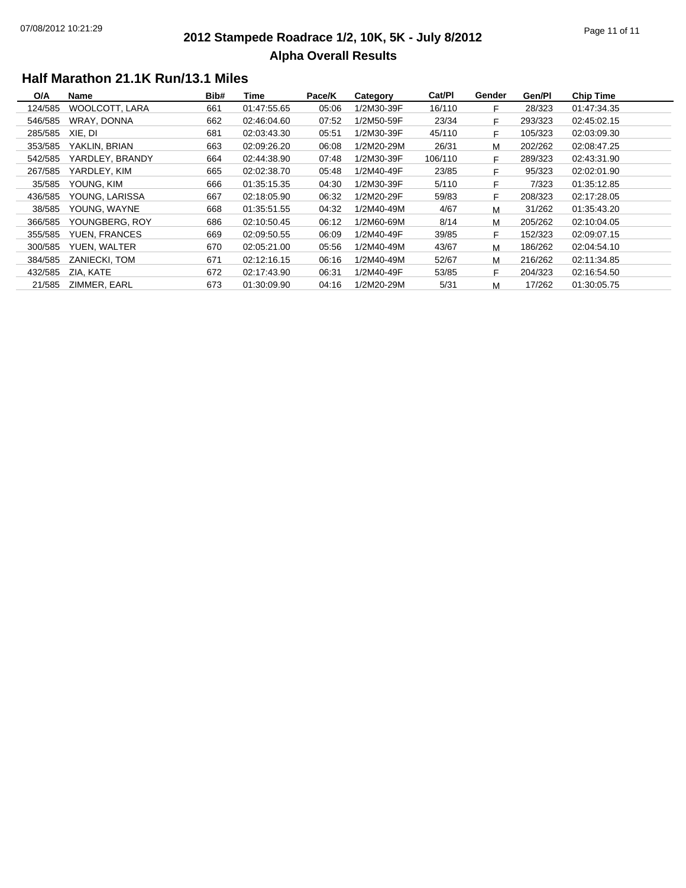# 2012 Stampede Roadrace 1/2, 10K, 5K - July 8/2012

## Alpha Overall Results

### Half Marathon 21.1K Run/13.1 Miles

| O/A | Name | Bib# | Time | Pace/K | Category | Cat/Pl | Gender | Gen/Pl | Chip Time |
|---|---|---|---|---|---|---|---|---|---|
| 124/585 | WOOLCOTT, LARA | 661 | 01:47:55.65 | 05:06 | 1/2M30-39F | 16/110 | F | 28/323 | 01:47:34.35 |
| 546/585 | WRAY, DONNA | 662 | 02:46:04.60 | 07:52 | 1/2M50-59F | 23/34 | F | 293/323 | 02:45:02.15 |
| 285/585 | XIE, DI | 681 | 02:03:43.30 | 05:51 | 1/2M30-39F | 45/110 | F | 105/323 | 02:03:09.30 |
| 353/585 | YAKLIN, BRIAN | 663 | 02:09:26.20 | 06:08 | 1/2M20-29M | 26/31 | M | 202/262 | 02:08:47.25 |
| 542/585 | YARDLEY, BRANDY | 664 | 02:44:38.90 | 07:48 | 1/2M30-39F | 106/110 | F | 289/323 | 02:43:31.90 |
| 267/585 | YARDLEY, KIM | 665 | 02:02:38.70 | 05:48 | 1/2M40-49F | 23/85 | F | 95/323 | 02:02:01.90 |
| 35/585 | YOUNG, KIM | 666 | 01:35:15.35 | 04:30 | 1/2M30-39F | 5/110 | F | 7/323 | 01:35:12.85 |
| 436/585 | YOUNG, LARISSA | 667 | 02:18:05.90 | 06:32 | 1/2M20-29F | 59/83 | F | 208/323 | 02:17:28.05 |
| 38/585 | YOUNG, WAYNE | 668 | 01:35:51.55 | 04:32 | 1/2M40-49M | 4/67 | M | 31/262 | 01:35:43.20 |
| 366/585 | YOUNGBERG, ROY | 686 | 02:10:50.45 | 06:12 | 1/2M60-69M | 8/14 | M | 205/262 | 02:10:04.05 |
| 355/585 | YUEN, FRANCES | 669 | 02:09:50.55 | 06:09 | 1/2M40-49F | 39/85 | F | 152/323 | 02:09:07.15 |
| 300/585 | YUEN, WALTER | 670 | 02:05:21.00 | 05:56 | 1/2M40-49M | 43/67 | M | 186/262 | 02:04:54.10 |
| 384/585 | ZANIECKI, TOM | 671 | 02:12:16.15 | 06:16 | 1/2M40-49M | 52/67 | M | 216/262 | 02:11:34.85 |
| 432/585 | ZIA, KATE | 672 | 02:17:43.90 | 06:31 | 1/2M40-49F | 53/85 | F | 204/323 | 02:16:54.50 |
| 21/585 | ZIMMER, EARL | 673 | 01:30:09.90 | 04:16 | 1/2M20-29M | 5/31 | M | 17/262 | 01:30:05.75 |